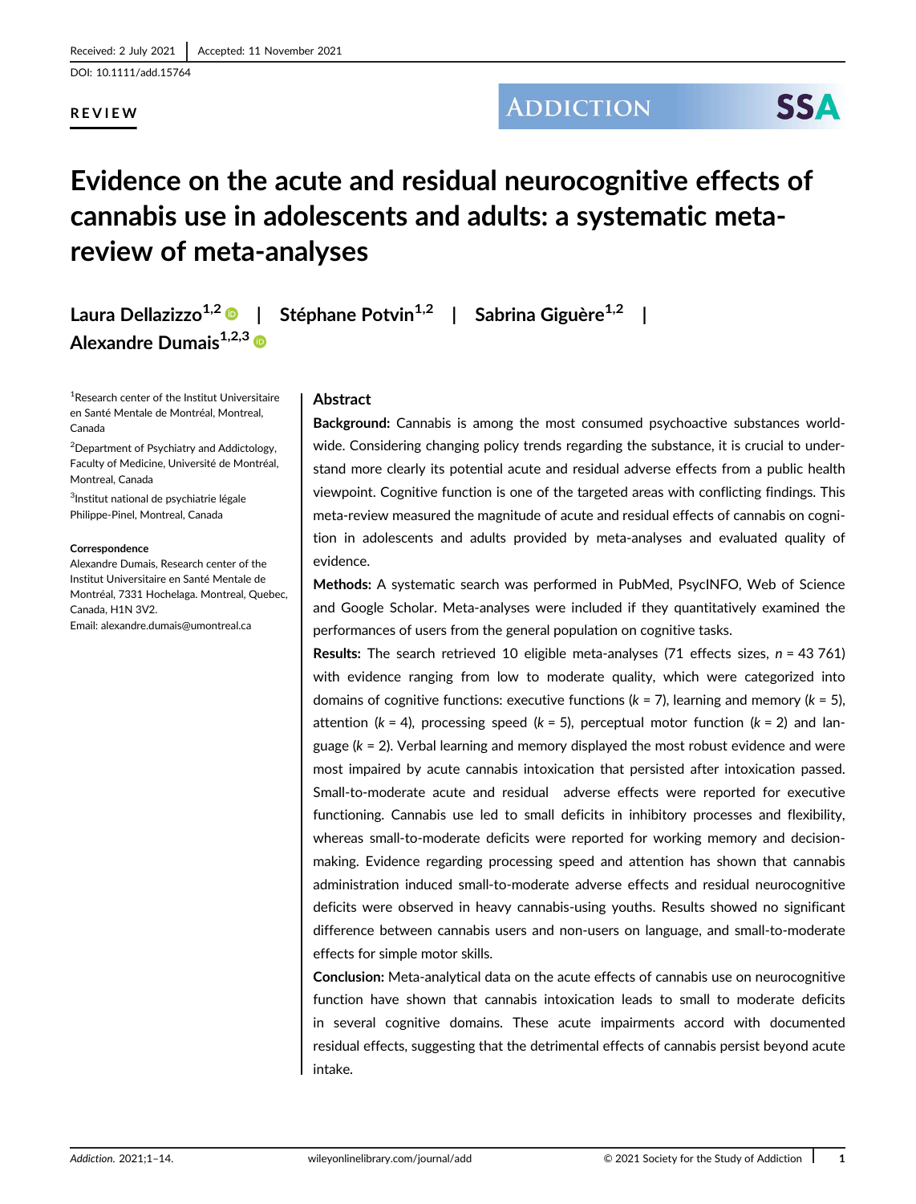Received: 2 July 2021 | Accepted: 11 November 2021

DOI: 10.1111/add.15764

**REVIEW**

# Evidence on the acute and residual neurocognitive effects of cannabis use in adolescents and adults: a systematic meta-review of meta-analyses

**Laura Dellazizzo**[1,2] | **Stéphane Potvin**[1,2] | **Sabrina Giguère**[1,2] | **Alexandre Dumais**[1,2,3]

[1]Research center of the Institut Universitaire en Santé Mentale de Montréal, Montreal, Canada

[2]Department of Psychiatry and Addictology, Faculty of Medicine, Université de Montréal, Montreal, Canada

[3]Institut national de psychiatrie légale Philippe-Pinel, Montreal, Canada

**Correspondence**

Alexandre Dumais, Research center of the Institut Universitaire en Santé Mentale de Montréal, 7331 Hochelaga. Montreal, Quebec, Canada, H1N 3V2.
Email: alexandre.dumais@umontreal.ca

## Abstract

**Background:** Cannabis is among the most consumed psychoactive substances worldwide. Considering changing policy trends regarding the substance, it is crucial to understand more clearly its potential acute and residual adverse effects from a public health viewpoint. Cognitive function is one of the targeted areas with conflicting findings. This meta-review measured the magnitude of acute and residual effects of cannabis on cognition in adolescents and adults provided by meta-analyses and evaluated quality of evidence.

**Methods:** A systematic search was performed in PubMed, PsycINFO, Web of Science and Google Scholar. Meta-analyses were included if they quantitatively examined the performances of users from the general population on cognitive tasks.

**Results:** The search retrieved 10 eligible meta-analyses (71 effects sizes, $n$ = 43 761) with evidence ranging from low to moderate quality, which were categorized into domains of cognitive functions: executive functions ($k$ = 7), learning and memory ($k$ = 5), attention ($k$ = 4), processing speed ($k$ = 5), perceptual motor function ($k$ = 2) and language ($k$ = 2). Verbal learning and memory displayed the most robust evidence and were most impaired by acute cannabis intoxication that persisted after intoxication passed. Small-to-moderate acute and residual adverse effects were reported for executive functioning. Cannabis use led to small deficits in inhibitory processes and flexibility, whereas small-to-moderate deficits were reported for working memory and decision-making. Evidence regarding processing speed and attention has shown that cannabis administration induced small-to-moderate adverse effects and residual neurocognitive deficits were observed in heavy cannabis-using youths. Results showed no significant difference between cannabis users and non-users on language, and small-to-moderate effects for simple motor skills.

**Conclusion:** Meta-analytical data on the acute effects of cannabis use on neurocognitive function have shown that cannabis intoxication leads to small to moderate deficits in several cognitive domains. These acute impairments accord with documented residual effects, suggesting that the detrimental effects of cannabis persist beyond acute intake.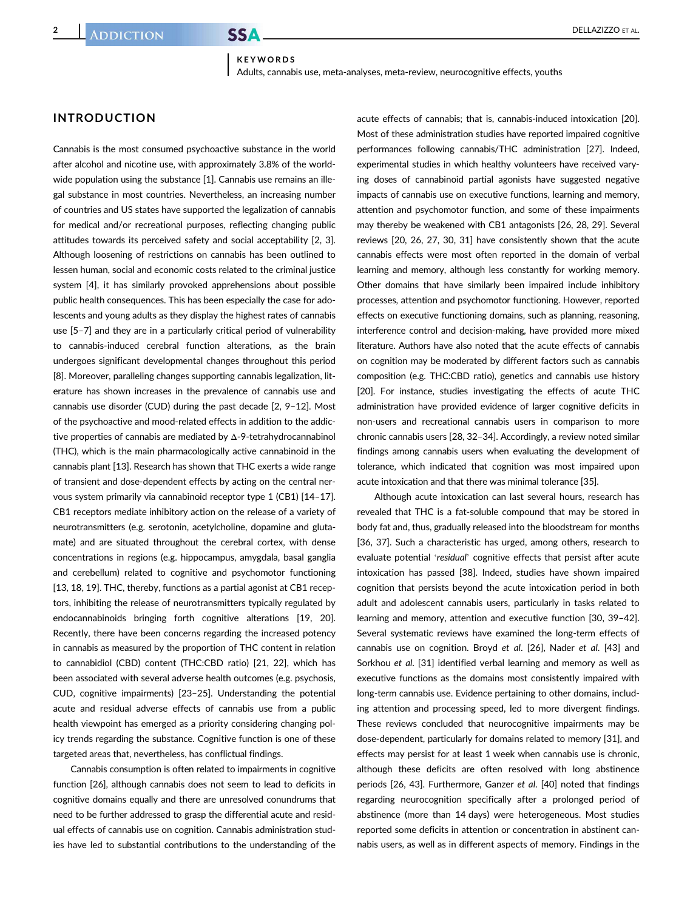**KEYWORDS**

Adults, cannabis use, meta-analyses, meta-review, neurocognitive effects, youths

## INTRODUCTION

Cannabis is the most consumed psychoactive substance in the world after alcohol and nicotine use, with approximately 3.8% of the worldwide population using the substance [1]. Cannabis use remains an illegal substance in most countries. Nevertheless, an increasing number of countries and US states have supported the legalization of cannabis for medical and/or recreational purposes, reflecting changing public attitudes towards its perceived safety and social acceptability [2, 3]. Although loosening of restrictions on cannabis has been outlined to lessen human, social and economic costs related to the criminal justice system [4], it has similarly provoked apprehensions about possible public health consequences. This has been especially the case for adolescents and young adults as they display the highest rates of cannabis use [5–7] and they are in a particularly critical period of vulnerability to cannabis-induced cerebral function alterations, as the brain undergoes significant developmental changes throughout this period [8]. Moreover, paralleling changes supporting cannabis legalization, literature has shown increases in the prevalence of cannabis use and cannabis use disorder (CUD) during the past decade [2, 9–12]. Most of the psychoactive and mood-related effects in addition to the addictive properties of cannabis are mediated by Δ-9-tetrahydrocannabinol (THC), which is the main pharmacologically active cannabinoid in the cannabis plant [13]. Research has shown that THC exerts a wide range of transient and dose-dependent effects by acting on the central nervous system primarily via cannabinoid receptor type 1 (CB1) [14–17]. CB1 receptors mediate inhibitory action on the release of a variety of neurotransmitters (e.g. serotonin, acetylcholine, dopamine and glutamate) and are situated throughout the cerebral cortex, with dense concentrations in regions (e.g. hippocampus, amygdala, basal ganglia and cerebellum) related to cognitive and psychomotor functioning [13, 18, 19]. THC, thereby, functions as a partial agonist at CB1 receptors, inhibiting the release of neurotransmitters typically regulated by endocannabinoids bringing forth cognitive alterations [19, 20]. Recently, there have been concerns regarding the increased potency in cannabis as measured by the proportion of THC content in relation to cannabidiol (CBD) content (THC:CBD ratio) [21, 22], which has been associated with several adverse health outcomes (e.g. psychosis, CUD, cognitive impairments) [23–25]. Understanding the potential acute and residual adverse effects of cannabis use from a public health viewpoint has emerged as a priority considering changing policy trends regarding the substance. Cognitive function is one of these targeted areas that, nevertheless, has conflictual findings.

Cannabis consumption is often related to impairments in cognitive function [26], although cannabis does not seem to lead to deficits in cognitive domains equally and there are unresolved conundrums that need to be further addressed to grasp the differential acute and residual effects of cannabis use on cognition. Cannabis administration studies have led to substantial contributions to the understanding of the acute effects of cannabis; that is, cannabis-induced intoxication [20]. Most of these administration studies have reported impaired cognitive performances following cannabis/THC administration [27]. Indeed, experimental studies in which healthy volunteers have received varying doses of cannabinoid partial agonists have suggested negative impacts of cannabis use on executive functions, learning and memory, attention and psychomotor function, and some of these impairments may thereby be weakened with CB1 antagonists [26, 28, 29]. Several reviews [20, 26, 27, 30, 31] have consistently shown that the acute cannabis effects were most often reported in the domain of verbal learning and memory, although less constantly for working memory. Other domains that have similarly been impaired include inhibitory processes, attention and psychomotor functioning. However, reported effects on executive functioning domains, such as planning, reasoning, interference control and decision-making, have provided more mixed literature. Authors have also noted that the acute effects of cannabis on cognition may be moderated by different factors such as cannabis composition (e.g. THC:CBD ratio), genetics and cannabis use history [20]. For instance, studies investigating the effects of acute THC administration have provided evidence of larger cognitive deficits in non-users and recreational cannabis users in comparison to more chronic cannabis users [28, 32–34]. Accordingly, a review noted similar findings among cannabis users when evaluating the development of tolerance, which indicated that cognition was most impaired upon acute intoxication and that there was minimal tolerance [35].

Although acute intoxication can last several hours, research has revealed that THC is a fat-soluble compound that may be stored in body fat and, thus, gradually released into the bloodstream for months [36, 37]. Such a characteristic has urged, among others, research to evaluate potential '*residual*' cognitive effects that persist after acute intoxication has passed [38]. Indeed, studies have shown impaired cognition that persists beyond the acute intoxication period in both adult and adolescent cannabis users, particularly in tasks related to learning and memory, attention and executive function [30, 39–42]. Several systematic reviews have examined the long-term effects of cannabis use on cognition. Broyd *et al*. [26], Nader *et al*. [43] and Sorkhou *et al*. [31] identified verbal learning and memory as well as executive functions as the domains most consistently impaired with long-term cannabis use. Evidence pertaining to other domains, including attention and processing speed, led to more divergent findings. These reviews concluded that neurocognitive impairments may be dose-dependent, particularly for domains related to memory [31], and effects may persist for at least 1 week when cannabis use is chronic, although these deficits are often resolved with long abstinence periods [26, 43]. Furthermore, Ganzer *et al*. [40] noted that findings regarding neurocognition specifically after a prolonged period of abstinence (more than 14 days) were heterogeneous. Most studies reported some deficits in attention or concentration in abstinent cannabis users, as well as in different aspects of memory. Findings in the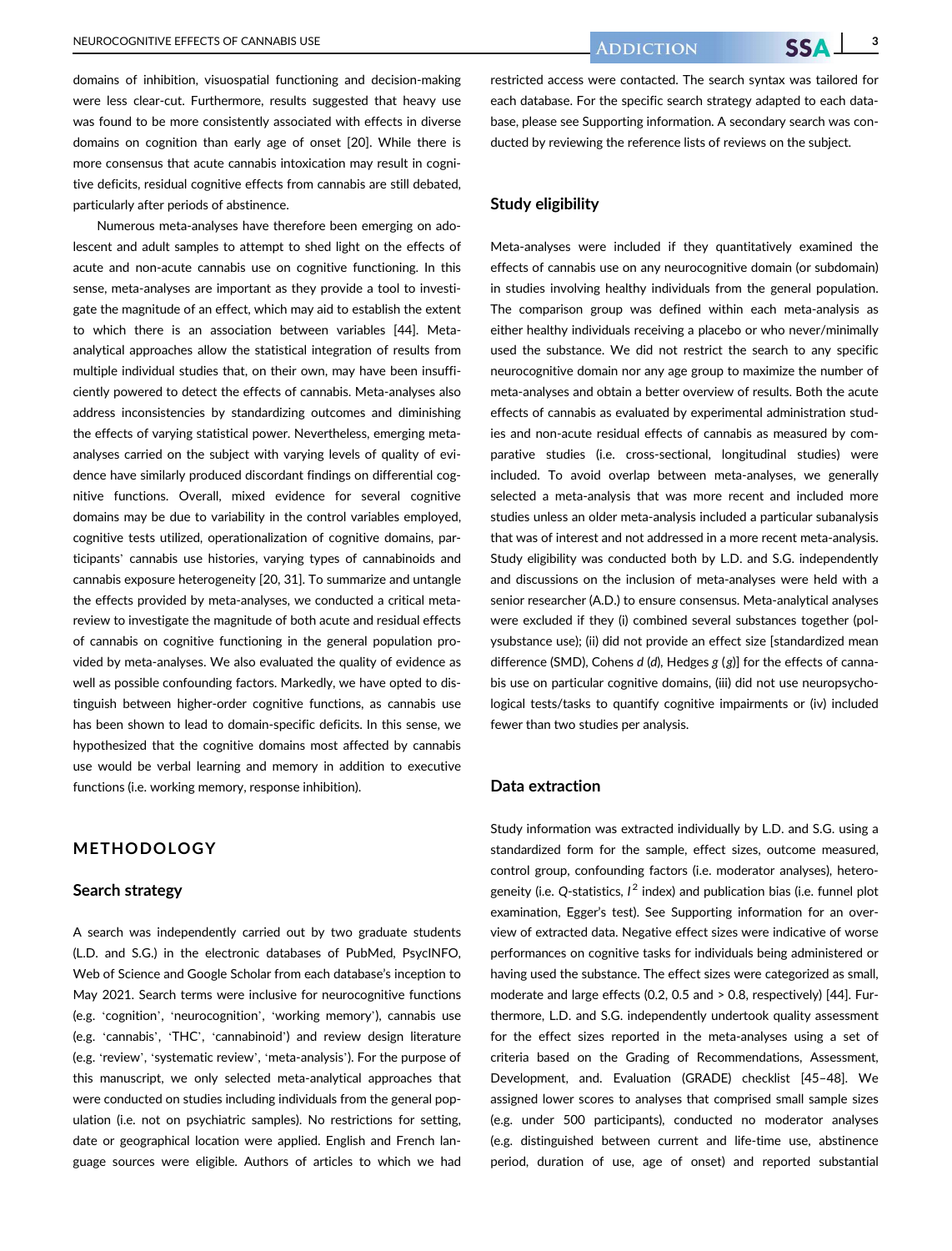domains of inhibition, visuospatial functioning and decision-making were less clear-cut. Furthermore, results suggested that heavy use was found to be more consistently associated with effects in diverse domains on cognition than early age of onset [20]. While there is more consensus that acute cannabis intoxication may result in cognitive deficits, residual cognitive effects from cannabis are still debated, particularly after periods of abstinence.

Numerous meta-analyses have therefore been emerging on adolescent and adult samples to attempt to shed light on the effects of acute and non-acute cannabis use on cognitive functioning. In this sense, meta-analyses are important as they provide a tool to investigate the magnitude of an effect, which may aid to establish the extent to which there is an association between variables [44]. Meta-analytical approaches allow the statistical integration of results from multiple individual studies that, on their own, may have been insufficiently powered to detect the effects of cannabis. Meta-analyses also address inconsistencies by standardizing outcomes and diminishing the effects of varying statistical power. Nevertheless, emerging meta-analyses carried on the subject with varying levels of quality of evidence have similarly produced discordant findings on differential cognitive functions. Overall, mixed evidence for several cognitive domains may be due to variability in the control variables employed, cognitive tests utilized, operationalization of cognitive domains, participants' cannabis use histories, varying types of cannabinoids and cannabis exposure heterogeneity [20, 31]. To summarize and untangle the effects provided by meta-analyses, we conducted a critical meta-review to investigate the magnitude of both acute and residual effects of cannabis on cognitive functioning in the general population provided by meta-analyses. We also evaluated the quality of evidence as well as possible confounding factors. Markedly, we have opted to distinguish between higher-order cognitive functions, as cannabis use has been shown to lead to domain-specific deficits. In this sense, we hypothesized that the cognitive domains most affected by cannabis use would be verbal learning and memory in addition to executive functions (i.e. working memory, response inhibition).

## METHODOLOGY

### Search strategy

A search was independently carried out by two graduate students (L.D. and S.G.) in the electronic databases of PubMed, PsycINFO, Web of Science and Google Scholar from each database's inception to May 2021. Search terms were inclusive for neurocognitive functions (e.g. 'cognition', 'neurocognition', 'working memory'), cannabis use (e.g. 'cannabis', 'THC', 'cannabinoid') and review design literature (e.g. 'review', 'systematic review', 'meta-analysis'). For the purpose of this manuscript, we only selected meta-analytical approaches that were conducted on studies including individuals from the general population (i.e. not on psychiatric samples). No restrictions for setting, date or geographical location were applied. English and French language sources were eligible. Authors of articles to which we had restricted access were contacted. The search syntax was tailored for each database. For the specific search strategy adapted to each database, please see Supporting information. A secondary search was conducted by reviewing the reference lists of reviews on the subject.

### Study eligibility

Meta-analyses were included if they quantitatively examined the effects of cannabis use on any neurocognitive domain (or subdomain) in studies involving healthy individuals from the general population. The comparison group was defined within each meta-analysis as either healthy individuals receiving a placebo or who never/minimally used the substance. We did not restrict the search to any specific neurocognitive domain nor any age group to maximize the number of meta-analyses and obtain a better overview of results. Both the acute effects of cannabis as evaluated by experimental administration studies and non-acute residual effects of cannabis as measured by comparative studies (i.e. cross-sectional, longitudinal studies) were included. To avoid overlap between meta-analyses, we generally selected a meta-analysis that was more recent and included more studies unless an older meta-analysis included a particular subanalysis that was of interest and not addressed in a more recent meta-analysis. Study eligibility was conducted both by L.D. and S.G. independently and discussions on the inclusion of meta-analyses were held with a senior researcher (A.D.) to ensure consensus. Meta-analytical analyses were excluded if they (i) combined several substances together (polysubstance use); (ii) did not provide an effect size [standardized mean difference (SMD), Cohens *d* (*d*), Hedges *g* (*g*)] for the effects of cannabis use on particular cognitive domains, (iii) did not use neuropsychological tests/tasks to quantify cognitive impairments or (iv) included fewer than two studies per analysis.

### Data extraction

Study information was extracted individually by L.D. and S.G. using a standardized form for the sample, effect sizes, outcome measured, control group, confounding factors (i.e. moderator analyses), heterogeneity (i.e. *Q*-statistics, $I^2$ index) and publication bias (i.e. funnel plot examination, Egger's test). See Supporting information for an overview of extracted data. Negative effect sizes were indicative of worse performances on cognitive tasks for individuals being administered or having used the substance. The effect sizes were categorized as small, moderate and large effects (0.2, 0.5 and > 0.8, respectively) [44]. Furthermore, L.D. and S.G. independently undertook quality assessment for the effect sizes reported in the meta-analyses using a set of criteria based on the Grading of Recommendations, Assessment, Development, and. Evaluation (GRADE) checklist [45–48]. We assigned lower scores to analyses that comprised small sample sizes (e.g. under 500 participants), conducted no moderator analyses (e.g. distinguished between current and life-time use, abstinence period, duration of use, age of onset) and reported substantial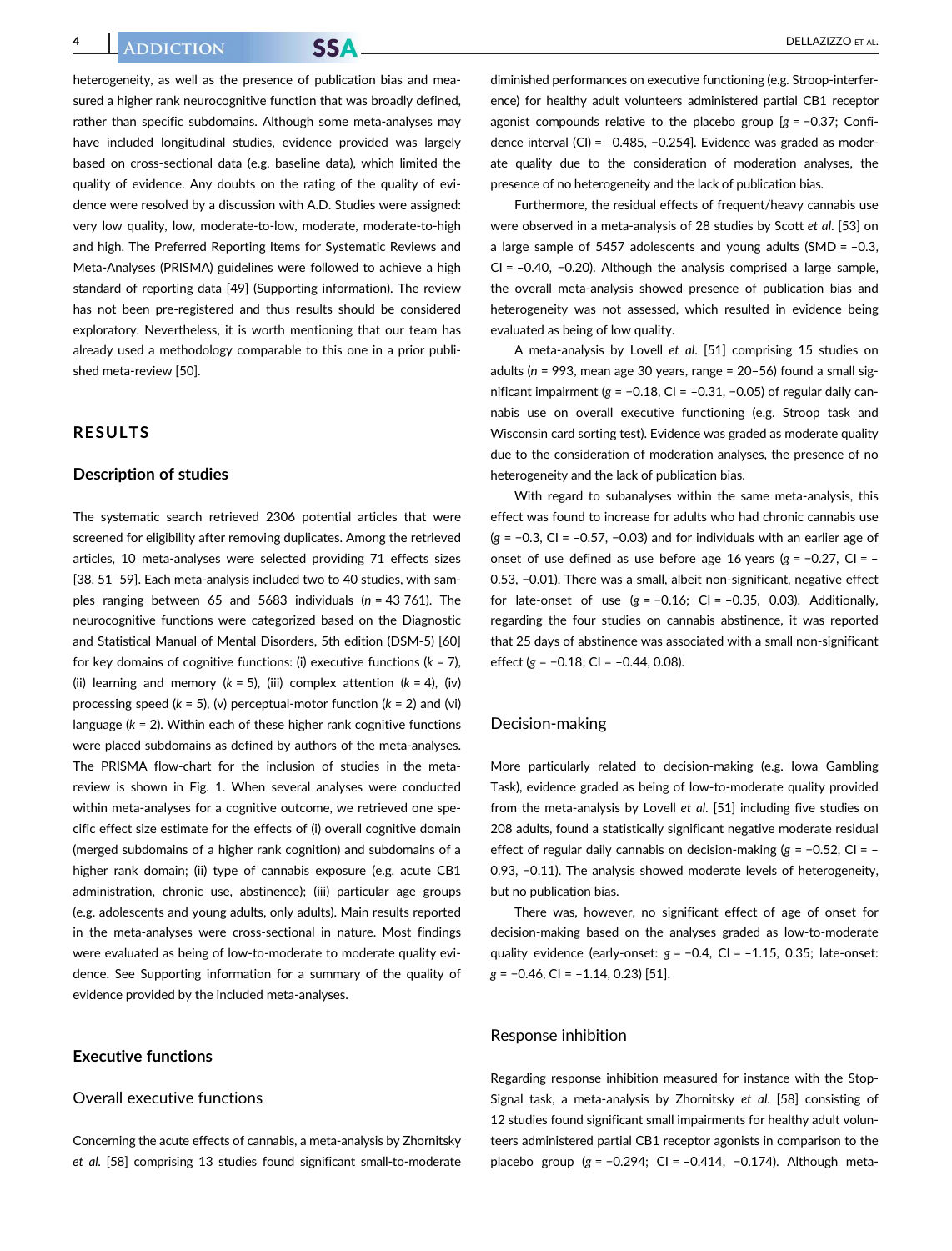heterogeneity, as well as the presence of publication bias and measured a higher rank neurocognitive function that was broadly defined, rather than specific subdomains. Although some meta-analyses may have included longitudinal studies, evidence provided was largely based on cross-sectional data (e.g. baseline data), which limited the quality of evidence. Any doubts on the rating of the quality of evidence were resolved by a discussion with A.D. Studies were assigned: very low quality, low, moderate-to-low, moderate, moderate-to-high and high. The Preferred Reporting Items for Systematic Reviews and Meta-Analyses (PRISMA) guidelines were followed to achieve a high standard of reporting data [49] (Supporting information). The review has not been pre-registered and thus results should be considered exploratory. Nevertheless, it is worth mentioning that our team has already used a methodology comparable to this one in a prior published meta-review [50].

## RESULTS

### Description of studies

The systematic search retrieved 2306 potential articles that were screened for eligibility after removing duplicates. Among the retrieved articles, 10 meta-analyses were selected providing 71 effects sizes [38, 51–59]. Each meta-analysis included two to 40 studies, with samples ranging between 65 and 5683 individuals ($n$ = 43 761). The neurocognitive functions were categorized based on the Diagnostic and Statistical Manual of Mental Disorders, 5th edition (DSM-5) [60] for key domains of cognitive functions: (i) executive functions ($k$ = 7), (ii) learning and memory ($k$ = 5), (iii) complex attention ($k$ = 4), (iv) processing speed ($k$ = 5), (v) perceptual-motor function ($k$ = 2) and (vi) language ($k$ = 2). Within each of these higher rank cognitive functions were placed subdomains as defined by authors of the meta-analyses. The PRISMA flow-chart for the inclusion of studies in the meta-review is shown in Fig. 1. When several analyses were conducted within meta-analyses for a cognitive outcome, we retrieved one specific effect size estimate for the effects of (i) overall cognitive domain (merged subdomains of a higher rank cognition) and subdomains of a higher rank domain; (ii) type of cannabis exposure (e.g. acute CB1 administration, chronic use, abstinence); (iii) particular age groups (e.g. adolescents and young adults, only adults). Main results reported in the meta-analyses were cross-sectional in nature. Most findings were evaluated as being of low-to-moderate to moderate quality evidence. See Supporting information for a summary of the quality of evidence provided by the included meta-analyses.

### Executive functions

#### Overall executive functions

Concerning the acute effects of cannabis, a meta-analysis by Zhornitsky *et al.* [58] comprising 13 studies found significant small-to-moderate diminished performances on executive functioning (e.g. Stroop-interference) for healthy adult volunteers administered partial CB1 receptor agonist compounds relative to the placebo group [$g$ = −0.37; Confidence interval (CI) = −0.485, −0.254]. Evidence was graded as moderate quality due to the consideration of moderation analyses, the presence of no heterogeneity and the lack of publication bias.

Furthermore, the residual effects of frequent/heavy cannabis use were observed in a meta-analysis of 28 studies by Scott *et al.* [53] on a large sample of 5457 adolescents and young adults (SMD = −0.3, CI = −0.40, −0.20). Although the analysis comprised a large sample, the overall meta-analysis showed presence of publication bias and heterogeneity was not assessed, which resulted in evidence being evaluated as being of low quality.

A meta-analysis by Lovell *et al.* [51] comprising 15 studies on adults ($n$ = 993, mean age 30 years, range = 20–56) found a small significant impairment ($g$ = −0.18, CI = −0.31, −0.05) of regular daily cannabis use on overall executive functioning (e.g. Stroop task and Wisconsin card sorting test). Evidence was graded as moderate quality due to the consideration of moderation analyses, the presence of no heterogeneity and the lack of publication bias.

With regard to subanalyses within the same meta-analysis, this effect was found to increase for adults who had chronic cannabis use ($g$ = −0.3, CI = −0.57, −0.03) and for individuals with an earlier age of onset of use defined as use before age 16 years ($g$ = −0.27, CI = −0.53, −0.01). There was a small, albeit non-significant, negative effect for late-onset of use ($g$ = −0.16; CI = −0.35, 0.03). Additionally, regarding the four studies on cannabis abstinence, it was reported that 25 days of abstinence was associated with a small non-significant effect ($g$ = −0.18; CI = −0.44, 0.08).

#### Decision-making

More particularly related to decision-making (e.g. Iowa Gambling Task), evidence graded as being of low-to-moderate quality provided from the meta-analysis by Lovell *et al.* [51] including five studies on 208 adults, found a statistically significant negative moderate residual effect of regular daily cannabis on decision-making ($g$ = −0.52, CI = −0.93, −0.11). The analysis showed moderate levels of heterogeneity, but no publication bias.

There was, however, no significant effect of age of onset for decision-making based on the analyses graded as low-to-moderate quality evidence (early-onset: $g$ = −0.4, CI = −1.15, 0.35; late-onset: $g$ = −0.46, CI = −1.14, 0.23) [51].

#### Response inhibition

Regarding response inhibition measured for instance with the Stop-Signal task, a meta-analysis by Zhornitsky *et al.* [58] consisting of 12 studies found significant small impairments for healthy adult volunteers administered partial CB1 receptor agonists in comparison to the placebo group ($g$ = −0.294; CI = −0.414, −0.174). Although meta-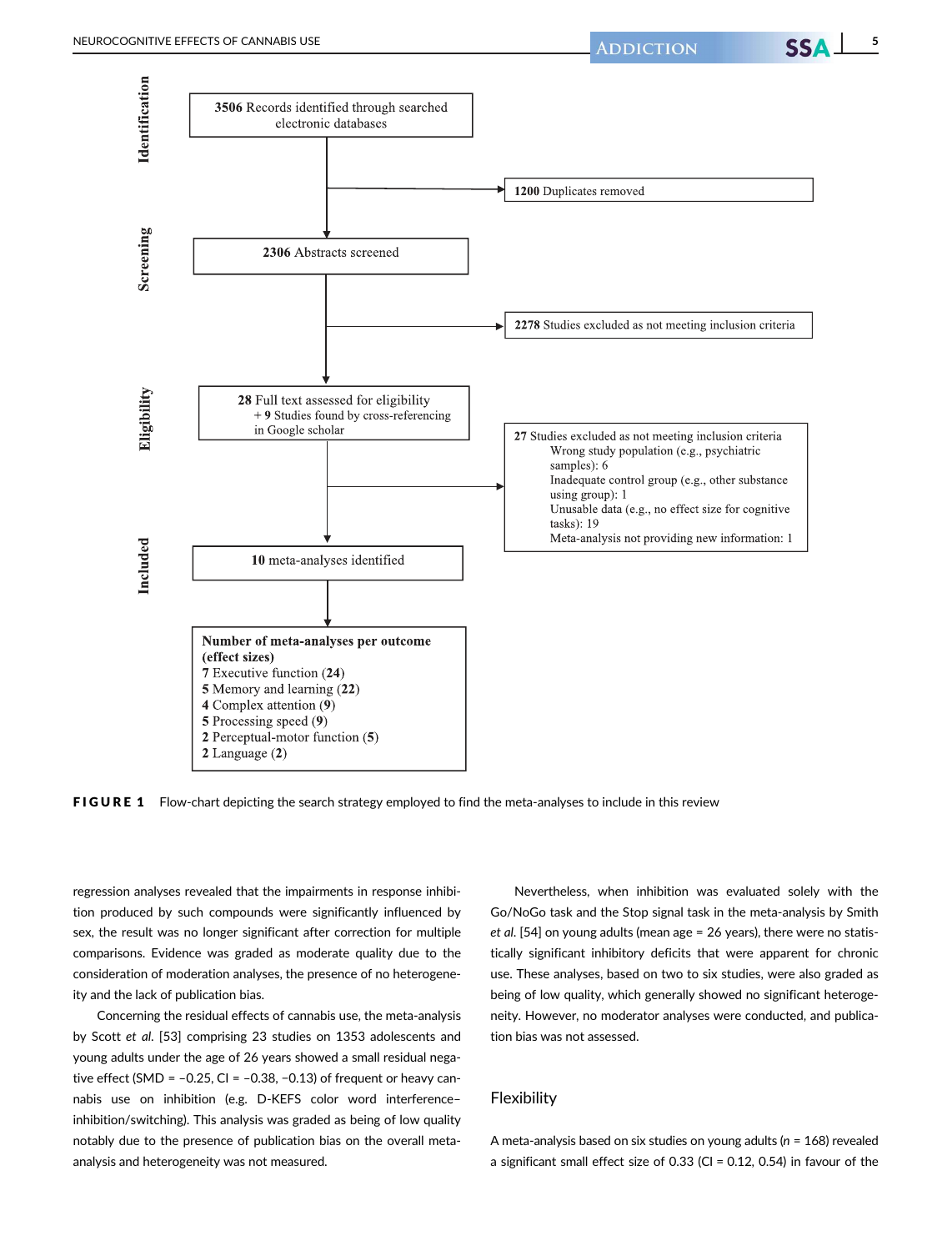Identification

**3506** Records identified through searched electronic databases

**1200** Duplicates removed

Screening

**2306** Abstracts screened

**2278** Studies excluded as not meeting inclusion criteria

Eligibility

**28** Full text assessed for eligibility
+ **9** Studies found by cross-referencing in Google scholar

**27** Studies excluded as not meeting inclusion criteria
- Wrong study population (e.g., psychiatric samples): 6
- Inadequate control group (e.g., other substance using group): 1
- Unusable data (e.g., no effect size for cognitive tasks): 19
- Meta-analysis not providing new information: 1

Included

**10** meta-analyses identified

**Number of meta-analyses per outcome (effect sizes)**
- **7** Executive function (**24**)
- **5** Memory and learning (**22**)
- **4** Complex attention (**9**)
- **5** Processing speed (**9**)
- **2** Perceptual-motor function (**5**)
- **2** Language (**2**)

**FIGURE 1** Flow-chart depicting the search strategy employed to find the meta-analyses to include in this review

regression analyses revealed that the impairments in response inhibition produced by such compounds were significantly influenced by sex, the result was no longer significant after correction for multiple comparisons. Evidence was graded as moderate quality due to the consideration of moderation analyses, the presence of no heterogeneity and the lack of publication bias.

Concerning the residual effects of cannabis use, the meta-analysis by Scott *et al.* [53] comprising 23 studies on 1353 adolescents and young adults under the age of 26 years showed a small residual negative effect (SMD = −0.25, CI = −0.38, −0.13) of frequent or heavy cannabis use on inhibition (e.g. D-KEFS color word interference–inhibition/switching). This analysis was graded as being of low quality notably due to the presence of publication bias on the overall meta-analysis and heterogeneity was not measured.

Nevertheless, when inhibition was evaluated solely with the Go/NoGo task and the Stop signal task in the meta-analysis by Smith *et al.* [54] on young adults (mean age = 26 years), there were no statistically significant inhibitory deficits that were apparent for chronic use. These analyses, based on two to six studies, were also graded as being of low quality, which generally showed no significant heterogeneity. However, no moderator analyses were conducted, and publication bias was not assessed.

## Flexibility

A meta-analysis based on six studies on young adults ($n$ = 168) revealed a significant small effect size of 0.33 (CI = 0.12, 0.54) in favour of the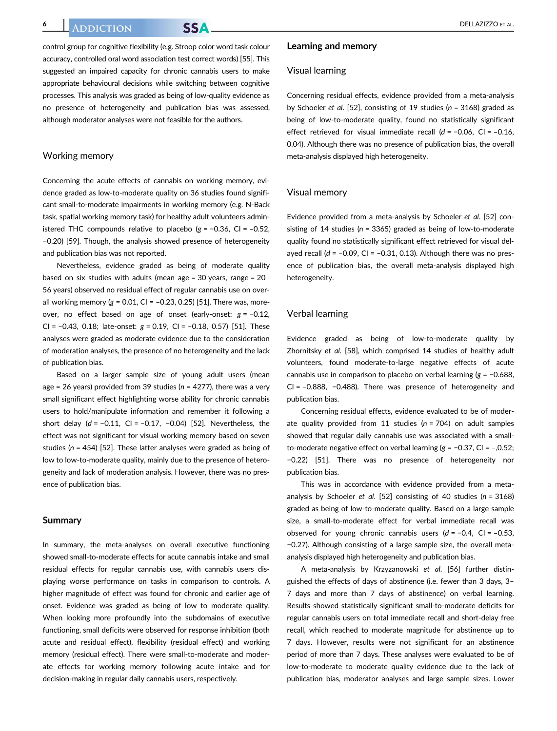control group for cognitive flexibility (e.g. Stroop color word task colour accuracy, controlled oral word association test correct words) [55]. This suggested an impaired capacity for chronic cannabis users to make appropriate behavioural decisions while switching between cognitive processes. This analysis was graded as being of low-quality evidence as no presence of heterogeneity and publication bias was assessed, although moderator analyses were not feasible for the authors.

### Working memory

Concerning the acute effects of cannabis on working memory, evidence graded as low-to-moderate quality on 36 studies found significant small-to-moderate impairments in working memory (e.g. N-Back task, spatial working memory task) for healthy adult volunteers administered THC compounds relative to placebo ($g$ = −0.36, CI = −0.52, −0.20) [59]. Though, the analysis showed presence of heterogeneity and publication bias was not reported.

Nevertheless, evidence graded as being of moderate quality based on six studies with adults (mean age = 30 years, range = 20–56 years) observed no residual effect of regular cannabis use on overall working memory ($g$ = 0.01, CI = −0.23, 0.25) [51]. There was, moreover, no effect based on age of onset (early-onset: $g$ = −0.12, CI = −0.43, 0.18; late-onset: $g$ = 0.19, CI = −0.18, 0.57) [51]. These analyses were graded as moderate evidence due to the consideration of moderation analyses, the presence of no heterogeneity and the lack of publication bias.

Based on a larger sample size of young adult users (mean age = 26 years) provided from 39 studies ($n$ = 4277), there was a very small significant effect highlighting worse ability for chronic cannabis users to hold/manipulate information and remember it following a short delay ($d$ = −0.11, CI = −0.17, −0.04) [52]. Nevertheless, the effect was not significant for visual working memory based on seven studies ($n$ = 454) [52]. These latter analyses were graded as being of low to low-to-moderate quality, mainly due to the presence of heterogeneity and lack of moderation analysis. However, there was no presence of publication bias.

### Summary

In summary, the meta-analyses on overall executive functioning showed small-to-moderate effects for acute cannabis intake and small residual effects for regular cannabis use, with cannabis users displaying worse performance on tasks in comparison to controls. A higher magnitude of effect was found for chronic and earlier age of onset. Evidence was graded as being of low to moderate quality. When looking more profoundly into the subdomains of executive functioning, small deficits were observed for response inhibition (both acute and residual effect), flexibility (residual effect) and working memory (residual effect). There were small-to-moderate and moderate effects for working memory following acute intake and for decision-making in regular daily cannabis users, respectively.

## Learning and memory

### Visual learning

Concerning residual effects, evidence provided from a meta-analysis by Schoeler *et al*. [52], consisting of 19 studies ($n$ = 3168) graded as being of low-to-moderate quality, found no statistically significant effect retrieved for visual immediate recall ($d$ = −0.06, CI = −0.16, 0.04). Although there was no presence of publication bias, the overall meta-analysis displayed high heterogeneity.

### Visual memory

Evidence provided from a meta-analysis by Schoeler *et al*. [52] consisting of 14 studies ($n$ = 3365) graded as being of low-to-moderate quality found no statistically significant effect retrieved for visual delayed recall ($d$ = −0.09, CI = −0.31, 0.13). Although there was no presence of publication bias, the overall meta-analysis displayed high heterogeneity.

### Verbal learning

Evidence graded as being of low-to-moderate quality by Zhornitsky *et al.* [58], which comprised 14 studies of healthy adult volunteers, found moderate-to-large negative effects of acute cannabis use in comparison to placebo on verbal learning ($g$ = −0.688, CI = −0.888, −0.488). There was presence of heterogeneity and publication bias.

Concerning residual effects, evidence evaluated to be of moderate quality provided from 11 studies ($n$ = 704) on adult samples showed that regular daily cannabis use was associated with a small-to-moderate negative effect on verbal learning ($g$ = −0.37, CI = –,0.52; −0.22) [51]. There was no presence of heterogeneity nor publication bias.

This was in accordance with evidence provided from a meta-analysis by Schoeler *et al*. [52] consisting of 40 studies ($n$ = 3168) graded as being of low-to-moderate quality. Based on a large sample size, a small-to-moderate effect for verbal immediate recall was observed for young chronic cannabis users ($d$ = −0.4, CI = −0.53, −0.27). Although consisting of a large sample size, the overall meta-analysis displayed high heterogeneity and publication bias.

A meta-analysis by Krzyzanowski *et al.* [56] further distinguished the effects of days of abstinence (i.e. fewer than 3 days, 3–7 days and more than 7 days of abstinence) on verbal learning. Results showed statistically significant small-to-moderate deficits for regular cannabis users on total immediate recall and short-delay free recall, which reached to moderate magnitude for abstinence up to 7 days. However, results were not significant for an abstinence period of more than 7 days. These analyses were evaluated to be of low-to-moderate to moderate quality evidence due to the lack of publication bias, moderator analyses and large sample sizes. Lower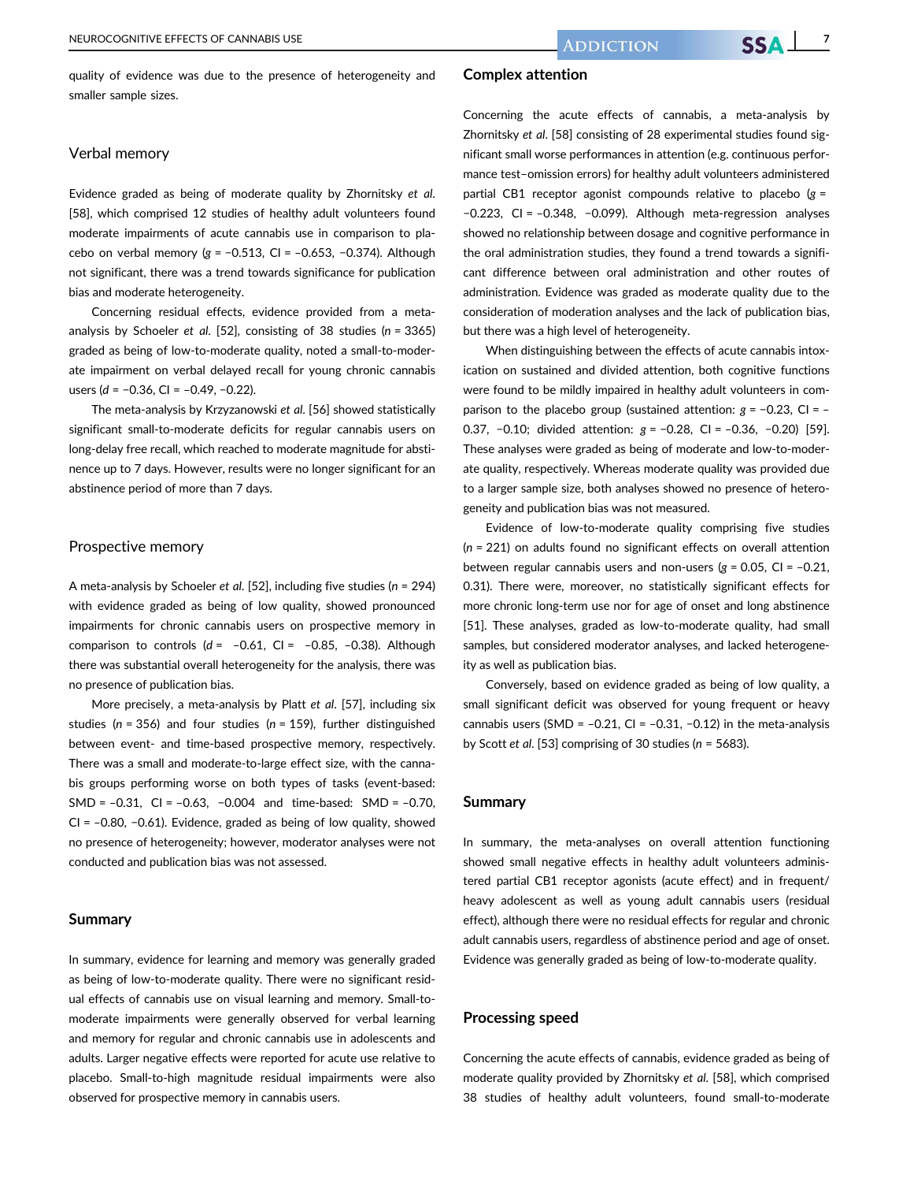quality of evidence was due to the presence of heterogeneity and smaller sample sizes.

### Verbal memory

Evidence graded as being of moderate quality by Zhornitsky *et al.* [58], which comprised 12 studies of healthy adult volunteers found moderate impairments of acute cannabis use in comparison to placebo on verbal memory ($g$ = −0.513, CI = −0.653, −0.374). Although not significant, there was a trend towards significance for publication bias and moderate heterogeneity.

Concerning residual effects, evidence provided from a meta-analysis by Schoeler *et al.* [52], consisting of 38 studies ($n$ = 3365) graded as being of low-to-moderate quality, noted a small-to-moderate impairment on verbal delayed recall for young chronic cannabis users ($d$ = −0.36, CI = −0.49, −0.22).

The meta-analysis by Krzyzanowski *et al.* [56] showed statistically significant small-to-moderate deficits for regular cannabis users on long-delay free recall, which reached to moderate magnitude for abstinence up to 7 days. However, results were no longer significant for an abstinence period of more than 7 days.

### Prospective memory

A meta-analysis by Schoeler *et al.* [52], including five studies ($n$ = 294) with evidence graded as being of low quality, showed pronounced impairments for chronic cannabis users on prospective memory in comparison to controls ($d$ = −0.61, CI = −0.85, −0.38). Although there was substantial overall heterogeneity for the analysis, there was no presence of publication bias.

More precisely, a meta-analysis by Platt *et al.* [57], including six studies ($n$ = 356) and four studies ($n$ = 159), further distinguished between event- and time-based prospective memory, respectively. There was a small and moderate-to-large effect size, with the cannabis groups performing worse on both types of tasks (event-based: SMD = −0.31, CI = −0.63, −0.004 and time-based: SMD = −0.70, CI = −0.80, −0.61). Evidence, graded as being of low quality, showed no presence of heterogeneity; however, moderator analyses were not conducted and publication bias was not assessed.

### Summary

In summary, evidence for learning and memory was generally graded as being of low-to-moderate quality. There were no significant residual effects of cannabis use on visual learning and memory. Small-to-moderate impairments were generally observed for verbal learning and memory for regular and chronic cannabis use in adolescents and adults. Larger negative effects were reported for acute use relative to placebo. Small-to-high magnitude residual impairments were also observed for prospective memory in cannabis users.

## Complex attention

Concerning the acute effects of cannabis, a meta-analysis by Zhornitsky *et al.* [58] consisting of 28 experimental studies found significant small worse performances in attention (e.g. continuous performance test–omission errors) for healthy adult volunteers administered partial CB1 receptor agonist compounds relative to placebo ($g$ = −0.223, CI = −0.348, −0.099). Although meta-regression analyses showed no relationship between dosage and cognitive performance in the oral administration studies, they found a trend towards a significant difference between oral administration and other routes of administration. Evidence was graded as moderate quality due to the consideration of moderation analyses and the lack of publication bias, but there was a high level of heterogeneity.

When distinguishing between the effects of acute cannabis intoxication on sustained and divided attention, both cognitive functions were found to be mildly impaired in healthy adult volunteers in comparison to the placebo group (sustained attention: $g$ = −0.23, CI = −0.37, −0.10; divided attention: $g$ = −0.28, CI = −0.36, −0.20) [59]. These analyses were graded as being of moderate and low-to-moderate quality, respectively. Whereas moderate quality was provided due to a larger sample size, both analyses showed no presence of heterogeneity and publication bias was not measured.

Evidence of low-to-moderate quality comprising five studies ($n$ = 221) on adults found no significant effects on overall attention between regular cannabis users and non-users ($g$ = 0.05, CI = −0.21, 0.31). There were, moreover, no statistically significant effects for more chronic long-term use nor for age of onset and long abstinence [51]. These analyses, graded as low-to-moderate quality, had small samples, but considered moderator analyses, and lacked heterogeneity as well as publication bias.

Conversely, based on evidence graded as being of low quality, a small significant deficit was observed for young frequent or heavy cannabis users (SMD = −0.21, CI = −0.31, −0.12) in the meta-analysis by Scott *et al.* [53] comprising of 30 studies ($n$ = 5683).

## Summary

In summary, the meta-analyses on overall attention functioning showed small negative effects in healthy adult volunteers administered partial CB1 receptor agonists (acute effect) and in frequent/heavy adolescent as well as young adult cannabis users (residual effect), although there were no residual effects for regular and chronic adult cannabis users, regardless of abstinence period and age of onset. Evidence was generally graded as being of low-to-moderate quality.

## Processing speed

Concerning the acute effects of cannabis, evidence graded as being of moderate quality provided by Zhornitsky *et al.* [58], which comprised 38 studies of healthy adult volunteers, found small-to-moderate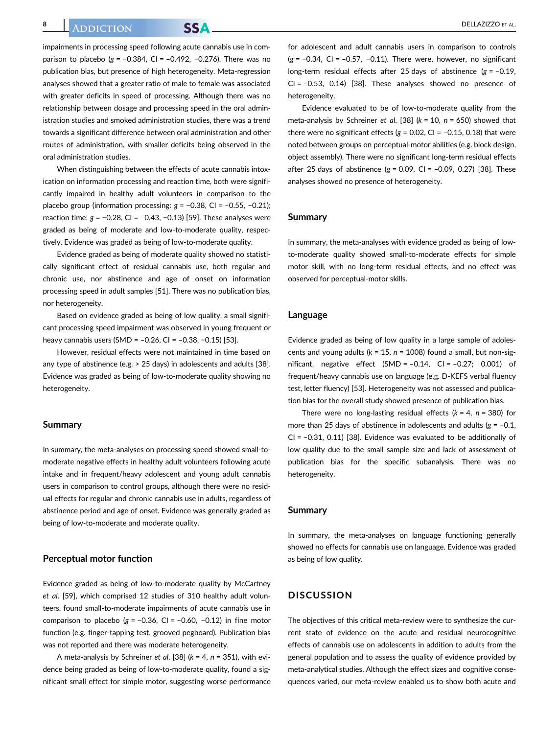impairments in processing speed following acute cannabis use in comparison to placebo ($g$ = −0.384, CI = −0.492, −0.276). There was no publication bias, but presence of high heterogeneity. Meta-regression analyses showed that a greater ratio of male to female was associated with greater deficits in speed of processing. Although there was no relationship between dosage and processing speed in the oral administration studies and smoked administration studies, there was a trend towards a significant difference between oral administration and other routes of administration, with smaller deficits being observed in the oral administration studies.

When distinguishing between the effects of acute cannabis intoxication on information processing and reaction time, both were significantly impaired in healthy adult volunteers in comparison to the placebo group (information processing: $g$ = −0.38, CI = −0.55, −0.21); reaction time: $g$ = −0.28, CI = −0.43, −0.13) [59]. These analyses were graded as being of moderate and low-to-moderate quality, respectively. Evidence was graded as being of low-to-moderate quality.

Evidence graded as being of moderate quality showed no statistically significant effect of residual cannabis use, both regular and chronic use, nor abstinence and age of onset on information processing speed in adult samples [51]. There was no publication bias, nor heterogeneity.

Based on evidence graded as being of low quality, a small significant processing speed impairment was observed in young frequent or heavy cannabis users (SMD = −0.26, CI = −0.38, −0.15) [53].

However, residual effects were not maintained in time based on any type of abstinence (e.g. > 25 days) in adolescents and adults [38]. Evidence was graded as being of low-to-moderate quality showing no heterogeneity.

## Summary

In summary, the meta-analyses on processing speed showed small-to-moderate negative effects in healthy adult volunteers following acute intake and in frequent/heavy adolescent and young adult cannabis users in comparison to control groups, although there were no residual effects for regular and chronic cannabis use in adults, regardless of abstinence period and age of onset. Evidence was generally graded as being of low-to-moderate and moderate quality.

## Perceptual motor function

Evidence graded as being of low-to-moderate quality by McCartney *et al.* [59], which comprised 12 studies of 310 healthy adult volunteers, found small-to-moderate impairments of acute cannabis use in comparison to placebo ($g$ = −0.36, CI = −0.60, −0.12) in fine motor function (e.g. finger-tapping test, grooved pegboard). Publication bias was not reported and there was moderate heterogeneity.

A meta-analysis by Schreiner *et al.* [38] ($k$ = 4, $n$ = 351), with evidence being graded as being of low-to-moderate quality, found a significant small effect for simple motor, suggesting worse performance for adolescent and adult cannabis users in comparison to controls ($g$ = −0.34, CI = −0.57, −0.11). There were, however, no significant long-term residual effects after 25 days of abstinence ($g$ = −0.19, CI = −0.53, 0.14) [38]. These analyses showed no presence of heterogeneity.

Evidence evaluated to be of low-to-moderate quality from the meta-analysis by Schreiner *et al.* [38] ($k$ = 10, $n$ = 650) showed that there were no significant effects ($g$ = 0.02, CI = −0.15, 0.18) that were noted between groups on perceptual-motor abilities (e.g. block design, object assembly). There were no significant long-term residual effects after 25 days of abstinence ($g$ = 0.09, CI = −0.09, 0.27) [38]. These analyses showed no presence of heterogeneity.

## Summary

In summary, the meta-analyses with evidence graded as being of low-to-moderate quality showed small-to-moderate effects for simple motor skill, with no long-term residual effects, and no effect was observed for perceptual-motor skills.

## Language

Evidence graded as being of low quality in a large sample of adolescents and young adults ($k$ = 15, $n$ = 1008) found a small, but non-significant, negative effect (SMD = −0.14, CI = −0.27; 0.001) of frequent/heavy cannabis use on language (e.g. D-KEFS verbal fluency test, letter fluency) [53]. Heterogeneity was not assessed and publication bias for the overall study showed presence of publication bias.

There were no long-lasting residual effects ($k$ = 4, $n$ = 380) for more than 25 days of abstinence in adolescents and adults ($g$ = −0.1, CI = −0.31, 0.11) [38]. Evidence was evaluated to be additionally of low quality due to the small sample size and lack of assessment of publication bias for the specific subanalysis. There was no heterogeneity.

## Summary

In summary, the meta-analyses on language functioning generally showed no effects for cannabis use on language. Evidence was graded as being of low quality.

# DISCUSSION

The objectives of this critical meta-review were to synthesize the current state of evidence on the acute and residual neurocognitive effects of cannabis use on adolescents in addition to adults from the general population and to assess the quality of evidence provided by meta-analytical studies. Although the effect sizes and cognitive consequences varied, our meta-review enabled us to show both acute and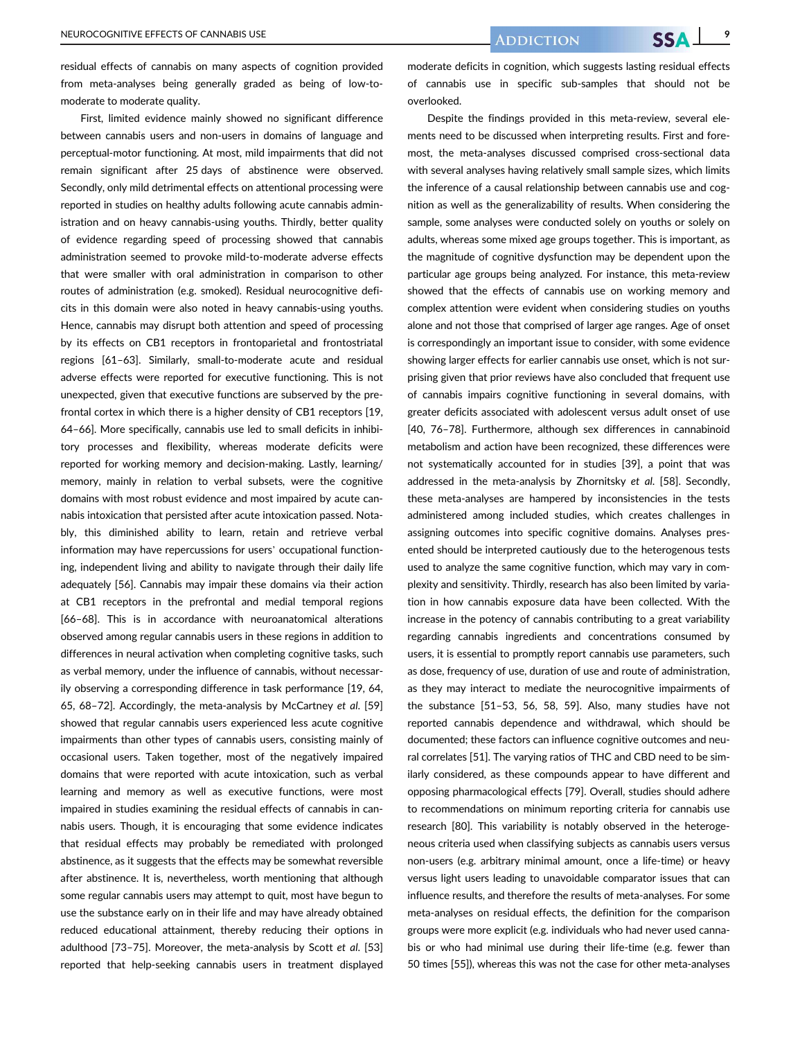residual effects of cannabis on many aspects of cognition provided from meta-analyses being generally graded as being of low-to-moderate to moderate quality.

First, limited evidence mainly showed no significant difference between cannabis users and non-users in domains of language and perceptual-motor functioning. At most, mild impairments that did not remain significant after 25 days of abstinence were observed. Secondly, only mild detrimental effects on attentional processing were reported in studies on healthy adults following acute cannabis administration and on heavy cannabis-using youths. Thirdly, better quality of evidence regarding speed of processing showed that cannabis administration seemed to provoke mild-to-moderate adverse effects that were smaller with oral administration in comparison to other routes of administration (e.g. smoked). Residual neurocognitive deficits in this domain were also noted in heavy cannabis-using youths. Hence, cannabis may disrupt both attention and speed of processing by its effects on CB1 receptors in frontoparietal and frontostriatal regions [61–63]. Similarly, small-to-moderate acute and residual adverse effects were reported for executive functioning. This is not unexpected, given that executive functions are subserved by the prefrontal cortex in which there is a higher density of CB1 receptors [19, 64–66]. More specifically, cannabis use led to small deficits in inhibitory processes and flexibility, whereas moderate deficits were reported for working memory and decision-making. Lastly, learning/memory, mainly in relation to verbal subsets, were the cognitive domains with most robust evidence and most impaired by acute cannabis intoxication that persisted after acute intoxication passed. Notably, this diminished ability to learn, retain and retrieve verbal information may have repercussions for users' occupational functioning, independent living and ability to navigate through their daily life adequately [56]. Cannabis may impair these domains via their action at CB1 receptors in the prefrontal and medial temporal regions [66–68]. This is in accordance with neuroanatomical alterations observed among regular cannabis users in these regions in addition to differences in neural activation when completing cognitive tasks, such as verbal memory, under the influence of cannabis, without necessarily observing a corresponding difference in task performance [19, 64, 65, 68–72]. Accordingly, the meta-analysis by McCartney *et al.* [59] showed that regular cannabis users experienced less acute cognitive impairments than other types of cannabis users, consisting mainly of occasional users. Taken together, most of the negatively impaired domains that were reported with acute intoxication, such as verbal learning and memory as well as executive functions, were most impaired in studies examining the residual effects of cannabis in cannabis users. Though, it is encouraging that some evidence indicates that residual effects may probably be remediated with prolonged abstinence, as it suggests that the effects may be somewhat reversible after abstinence. It is, nevertheless, worth mentioning that although some regular cannabis users may attempt to quit, most have begun to use the substance early on in their life and may have already obtained reduced educational attainment, thereby reducing their options in adulthood [73–75]. Moreover, the meta-analysis by Scott *et al.* [53] reported that help-seeking cannabis users in treatment displayed moderate deficits in cognition, which suggests lasting residual effects of cannabis use in specific sub-samples that should not be overlooked.

Despite the findings provided in this meta-review, several elements need to be discussed when interpreting results. First and foremost, the meta-analyses discussed comprised cross-sectional data with several analyses having relatively small sample sizes, which limits the inference of a causal relationship between cannabis use and cognition as well as the generalizability of results. When considering the sample, some analyses were conducted solely on youths or solely on adults, whereas some mixed age groups together. This is important, as the magnitude of cognitive dysfunction may be dependent upon the particular age groups being analyzed. For instance, this meta-review showed that the effects of cannabis use on working memory and complex attention were evident when considering studies on youths alone and not those that comprised of larger age ranges. Age of onset is correspondingly an important issue to consider, with some evidence showing larger effects for earlier cannabis use onset, which is not surprising given that prior reviews have also concluded that frequent use of cannabis impairs cognitive functioning in several domains, with greater deficits associated with adolescent versus adult onset of use [40, 76–78]. Furthermore, although sex differences in cannabinoid metabolism and action have been recognized, these differences were not systematically accounted for in studies [39], a point that was addressed in the meta-analysis by Zhornitsky *et al.* [58]. Secondly, these meta-analyses are hampered by inconsistencies in the tests administered among included studies, which creates challenges in assigning outcomes into specific cognitive domains. Analyses presented should be interpreted cautiously due to the heterogenous tests used to analyze the same cognitive function, which may vary in complexity and sensitivity. Thirdly, research has also been limited by variation in how cannabis exposure data have been collected. With the increase in the potency of cannabis contributing to a great variability regarding cannabis ingredients and concentrations consumed by users, it is essential to promptly report cannabis use parameters, such as dose, frequency of use, duration of use and route of administration, as they may interact to mediate the neurocognitive impairments of the substance [51–53, 56, 58, 59]. Also, many studies have not reported cannabis dependence and withdrawal, which should be documented; these factors can influence cognitive outcomes and neural correlates [51]. The varying ratios of THC and CBD need to be similarly considered, as these compounds appear to have different and opposing pharmacological effects [79]. Overall, studies should adhere to recommendations on minimum reporting criteria for cannabis use research [80]. This variability is notably observed in the heterogeneous criteria used when classifying subjects as cannabis users versus non-users (e.g. arbitrary minimal amount, once a life-time) or heavy versus light users leading to unavoidable comparator issues that can influence results, and therefore the results of meta-analyses. For some meta-analyses on residual effects, the definition for the comparison groups were more explicit (e.g. individuals who had never used cannabis or who had minimal use during their life-time (e.g. fewer than 50 times [55]), whereas this was not the case for other meta-analyses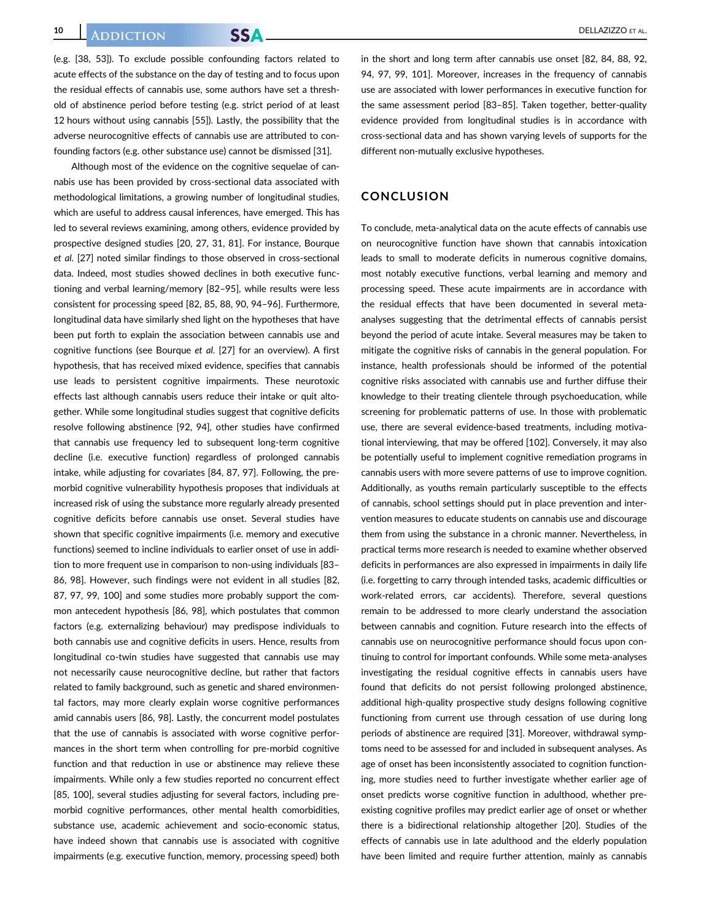(e.g. [38, 53]). To exclude possible confounding factors related to acute effects of the substance on the day of testing and to focus upon the residual effects of cannabis use, some authors have set a threshold of abstinence period before testing (e.g. strict period of at least 12 hours without using cannabis [55]). Lastly, the possibility that the adverse neurocognitive effects of cannabis use are attributed to confounding factors (e.g. other substance use) cannot be dismissed [31].

Although most of the evidence on the cognitive sequelae of cannabis use has been provided by cross-sectional data associated with methodological limitations, a growing number of longitudinal studies, which are useful to address causal inferences, have emerged. This has led to several reviews examining, among others, evidence provided by prospective designed studies [20, 27, 31, 81]. For instance, Bourque *et al.* [27] noted similar findings to those observed in cross-sectional data. Indeed, most studies showed declines in both executive functioning and verbal learning/memory [82–95], while results were less consistent for processing speed [82, 85, 88, 90, 94–96]. Furthermore, longitudinal data have similarly shed light on the hypotheses that have been put forth to explain the association between cannabis use and cognitive functions (see Bourque *et al.* [27] for an overview). A first hypothesis, that has received mixed evidence, specifies that cannabis use leads to persistent cognitive impairments. These neurotoxic effects last although cannabis users reduce their intake or quit altogether. While some longitudinal studies suggest that cognitive deficits resolve following abstinence [92, 94], other studies have confirmed that cannabis use frequency led to subsequent long-term cognitive decline (i.e. executive function) regardless of prolonged cannabis intake, while adjusting for covariates [84, 87, 97]. Following, the premorbid cognitive vulnerability hypothesis proposes that individuals at increased risk of using the substance more regularly already presented cognitive deficits before cannabis use onset. Several studies have shown that specific cognitive impairments (i.e. memory and executive functions) seemed to incline individuals to earlier onset of use in addition to more frequent use in comparison to non-using individuals [83–86, 98]. However, such findings were not evident in all studies [82, 87, 97, 99, 100] and some studies more probably support the common antecedent hypothesis [86, 98], which postulates that common factors (e.g. externalizing behaviour) may predispose individuals to both cannabis use and cognitive deficits in users. Hence, results from longitudinal co-twin studies have suggested that cannabis use may not necessarily cause neurocognitive decline, but rather that factors related to family background, such as genetic and shared environmental factors, may more clearly explain worse cognitive performances amid cannabis users [86, 98]. Lastly, the concurrent model postulates that the use of cannabis is associated with worse cognitive performances in the short term when controlling for pre-morbid cognitive function and that reduction in use or abstinence may relieve these impairments. While only a few studies reported no concurrent effect [85, 100], several studies adjusting for several factors, including premorbid cognitive performances, other mental health comorbidities, substance use, academic achievement and socio-economic status, have indeed shown that cannabis use is associated with cognitive impairments (e.g. executive function, memory, processing speed) both in the short and long term after cannabis use onset [82, 84, 88, 92, 94, 97, 99, 101]. Moreover, increases in the frequency of cannabis use are associated with lower performances in executive function for the same assessment period [83–85]. Taken together, better-quality evidence provided from longitudinal studies is in accordance with cross-sectional data and has shown varying levels of supports for the different non-mutually exclusive hypotheses.

## CONCLUSION

To conclude, meta-analytical data on the acute effects of cannabis use on neurocognitive function have shown that cannabis intoxication leads to small to moderate deficits in numerous cognitive domains, most notably executive functions, verbal learning and memory and processing speed. These acute impairments are in accordance with the residual effects that have been documented in several meta-analyses suggesting that the detrimental effects of cannabis persist beyond the period of acute intake. Several measures may be taken to mitigate the cognitive risks of cannabis in the general population. For instance, health professionals should be informed of the potential cognitive risks associated with cannabis use and further diffuse their knowledge to their treating clientele through psychoeducation, while screening for problematic patterns of use. In those with problematic use, there are several evidence-based treatments, including motivational interviewing, that may be offered [102]. Conversely, it may also be potentially useful to implement cognitive remediation programs in cannabis users with more severe patterns of use to improve cognition. Additionally, as youths remain particularly susceptible to the effects of cannabis, school settings should put in place prevention and intervention measures to educate students on cannabis use and discourage them from using the substance in a chronic manner. Nevertheless, in practical terms more research is needed to examine whether observed deficits in performances are also expressed in impairments in daily life (i.e. forgetting to carry through intended tasks, academic difficulties or work-related errors, car accidents). Therefore, several questions remain to be addressed to more clearly understand the association between cannabis and cognition. Future research into the effects of cannabis use on neurocognitive performance should focus upon continuing to control for important confounds. While some meta-analyses investigating the residual cognitive effects in cannabis users have found that deficits do not persist following prolonged abstinence, additional high-quality prospective study designs following cognitive functioning from current use through cessation of use during long periods of abstinence are required [31]. Moreover, withdrawal symptoms need to be assessed for and included in subsequent analyses. As age of onset has been inconsistently associated to cognition functioning, more studies need to further investigate whether earlier age of onset predicts worse cognitive function in adulthood, whether preexisting cognitive profiles may predict earlier age of onset or whether there is a bidirectional relationship altogether [20]. Studies of the effects of cannabis use in late adulthood and the elderly population have been limited and require further attention, mainly as cannabis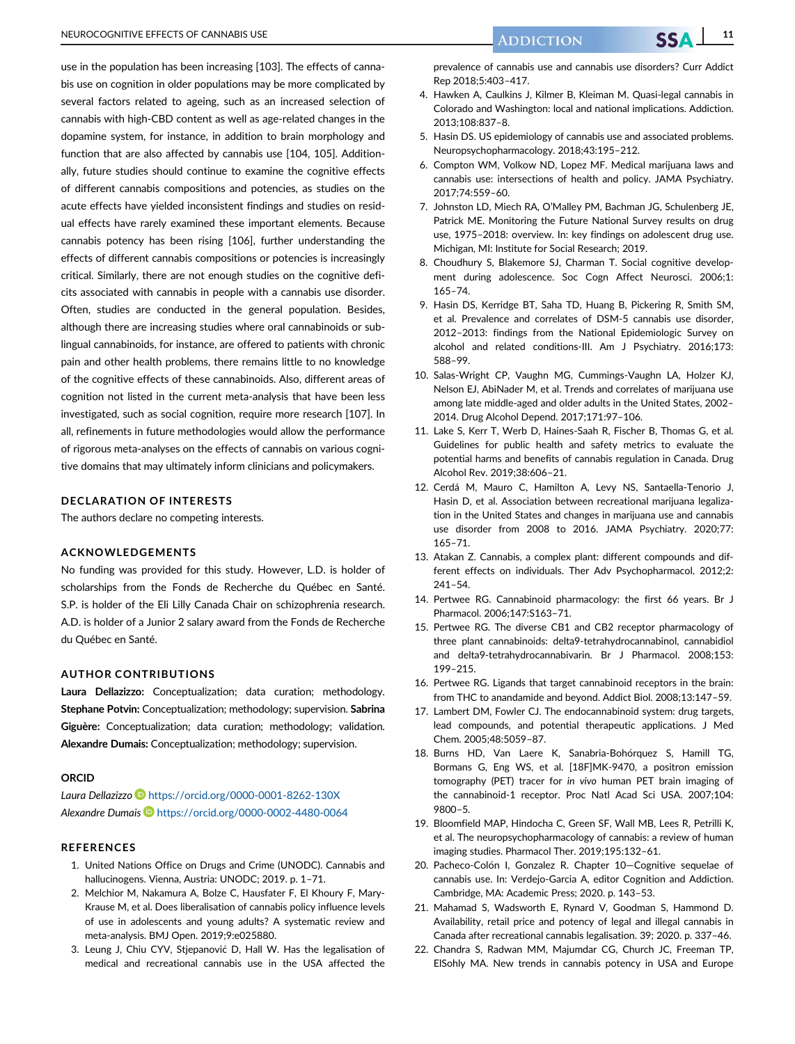use in the population has been increasing [103]. The effects of cannabis use on cognition in older populations may be more complicated by several factors related to ageing, such as an increased selection of cannabis with high-CBD content as well as age-related changes in the dopamine system, for instance, in addition to brain morphology and function that are also affected by cannabis use [104, 105]. Additionally, future studies should continue to examine the cognitive effects of different cannabis compositions and potencies, as studies on the acute effects have yielded inconsistent findings and studies on residual effects have rarely examined these important elements. Because cannabis potency has been rising [106], further understanding the effects of different cannabis compositions or potencies is increasingly critical. Similarly, there are not enough studies on the cognitive deficits associated with cannabis in people with a cannabis use disorder. Often, studies are conducted in the general population. Besides, although there are increasing studies where oral cannabinoids or sublingual cannabinoids, for instance, are offered to patients with chronic pain and other health problems, there remains little to no knowledge of the cognitive effects of these cannabinoids. Also, different areas of cognition not listed in the current meta-analysis that have been less investigated, such as social cognition, require more research [107]. In all, refinements in future methodologies would allow the performance of rigorous meta-analyses on the effects of cannabis on various cognitive domains that may ultimately inform clinicians and policymakers.

## DECLARATION OF INTERESTS

The authors declare no competing interests.

## ACKNOWLEDGEMENTS

No funding was provided for this study. However, L.D. is holder of scholarships from the Fonds de Recherche du Québec en Santé. S.P. is holder of the Eli Lilly Canada Chair on schizophrenia research. A.D. is holder of a Junior 2 salary award from the Fonds de Recherche du Québec en Santé.

## AUTHOR CONTRIBUTIONS

**Laura Dellazizzo:** Conceptualization; data curation; methodology. **Stephane Potvin:** Conceptualization; methodology; supervision. **Sabrina Giguère:** Conceptualization; data curation; methodology; validation. **Alexandre Dumais:** Conceptualization; methodology; supervision.

## ORCID

*Laura Dellazizzo* https://orcid.org/0000-0001-8262-130X
*Alexandre Dumais* https://orcid.org/0000-0002-4480-0064

## REFERENCES

1. United Nations Office on Drugs and Crime (UNODC). Cannabis and hallucinogens. Vienna, Austria: UNODC; 2019. p. 1–71.
2. Melchior M, Nakamura A, Bolze C, Hausfater F, El Khoury F, Mary-Krause M, et al. Does liberalisation of cannabis policy influence levels of use in adolescents and young adults? A systematic review and meta-analysis. BMJ Open. 2019;9:e025880.
3. Leung J, Chiu CYV, Stjepanović D, Hall W. Has the legalisation of medical and recreational cannabis use in the USA affected the prevalence of cannabis use and cannabis use disorders? Curr Addict Rep 2018;5:403–417.
4. Hawken A, Caulkins J, Kilmer B, Kleiman M. Quasi-legal cannabis in Colorado and Washington: local and national implications. Addiction. 2013;108:837–8.
5. Hasin DS. US epidemiology of cannabis use and associated problems. Neuropsychopharmacology. 2018;43:195–212.
6. Compton WM, Volkow ND, Lopez MF. Medical marijuana laws and cannabis use: intersections of health and policy. JAMA Psychiatry. 2017;74:559–60.
7. Johnston LD, Miech RA, O'Malley PM, Bachman JG, Schulenberg JE, Patrick ME. Monitoring the Future National Survey results on drug use, 1975–2018: overview. In: key findings on adolescent drug use. Michigan, MI: Institute for Social Research; 2019.
8. Choudhury S, Blakemore SJ, Charman T. Social cognitive development during adolescence. Soc Cogn Affect Neurosci. 2006;1:165–74.
9. Hasin DS, Kerridge BT, Saha TD, Huang B, Pickering R, Smith SM, et al. Prevalence and correlates of DSM-5 cannabis use disorder, 2012–2013: findings from the National Epidemiologic Survey on alcohol and related conditions-III. Am J Psychiatry. 2016;173:588–99.
10. Salas-Wright CP, Vaughn MG, Cummings-Vaughn LA, Holzer KJ, Nelson EJ, AbiNader M, et al. Trends and correlates of marijuana use among late middle-aged and older adults in the United States, 2002–2014. Drug Alcohol Depend. 2017;171:97–106.
11. Lake S, Kerr T, Werb D, Haines-Saah R, Fischer B, Thomas G, et al. Guidelines for public health and safety metrics to evaluate the potential harms and benefits of cannabis regulation in Canada. Drug Alcohol Rev. 2019;38:606–21.
12. Cerdá M, Mauro C, Hamilton A, Levy NS, Santaella-Tenorio J, Hasin D, et al. Association between recreational marijuana legalization in the United States and changes in marijuana use and cannabis use disorder from 2008 to 2016. JAMA Psychiatry. 2020;77:165–71.
13. Atakan Z. Cannabis, a complex plant: different compounds and different effects on individuals. Ther Adv Psychopharmacol. 2012;2:241–54.
14. Pertwee RG. Cannabinoid pharmacology: the first 66 years. Br J Pharmacol. 2006;147:S163–71.
15. Pertwee RG. The diverse CB1 and CB2 receptor pharmacology of three plant cannabinoids: delta9-tetrahydrocannabinol, cannabidiol and delta9-tetrahydrocannabivarin. Br J Pharmacol. 2008;153:199–215.
16. Pertwee RG. Ligands that target cannabinoid receptors in the brain: from THC to anandamide and beyond. Addict Biol. 2008;13:147–59.
17. Lambert DM, Fowler CJ. The endocannabinoid system: drug targets, lead compounds, and potential therapeutic applications. J Med Chem. 2005;48:5059–87.
18. Burns HD, Van Laere K, Sanabria-Bohórquez S, Hamill TG, Bormans G, Eng WS, et al. [18F]MK-9470, a positron emission tomography (PET) tracer for *in vivo* human PET brain imaging of the cannabinoid-1 receptor. Proc Natl Acad Sci USA. 2007;104:9800–5.
19. Bloomfield MAP, Hindocha C, Green SF, Wall MB, Lees R, Petrilli K, et al. The neuropsychopharmacology of cannabis: a review of human imaging studies. Pharmacol Ther. 2019;195:132–61.
20. Pacheco-Colón I, Gonzalez R. Chapter 10—Cognitive sequelae of cannabis use. In: Verdejo-Garcia A, editor Cognition and Addiction. Cambridge, MA: Academic Press; 2020. p. 143–53.
21. Mahamad S, Wadsworth E, Rynard V, Goodman S, Hammond D. Availability, retail price and potency of legal and illegal cannabis in Canada after recreational cannabis legalisation. 39; 2020. p. 337–46.
22. Chandra S, Radwan MM, Majumdar CG, Church JC, Freeman TP, ElSohly MA. New trends in cannabis potency in USA and Europe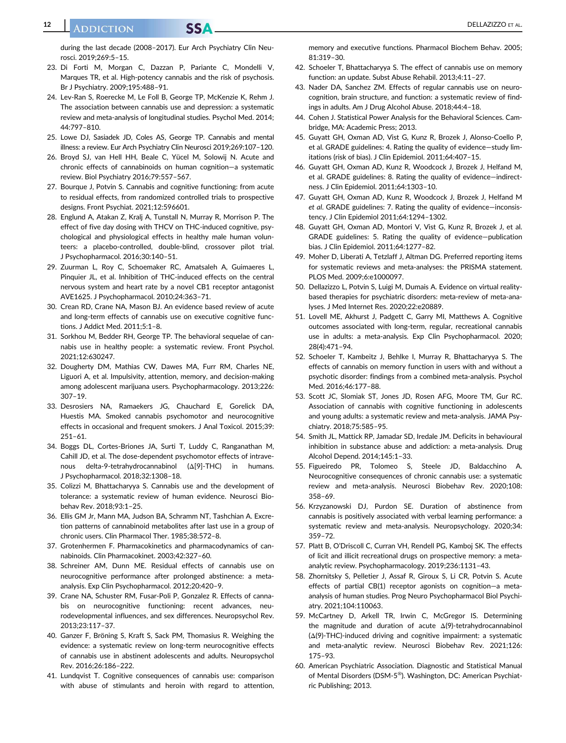during the last decade (2008–2017). Eur Arch Psychiatry Clin Neurosci. 2019;269:5–15.

23. Di Forti M, Morgan C, Dazzan P, Pariante C, Mondelli V, Marques TR, et al. High-potency cannabis and the risk of psychosis. Br J Psychiatry. 2009;195:488–91.
24. Lev-Ran S, Roerecke M, Le Foll B, George TP, McKenzie K, Rehm J. The association between cannabis use and depression: a systematic review and meta-analysis of longitudinal studies. Psychol Med. 2014; 44:797–810.
25. Lowe DJ, Sasiadek JD, Coles AS, George TP. Cannabis and mental illness: a review. Eur Arch Psychiatry Clin Neurosci 2019;269:107–120.
26. Broyd SJ, van Hell HH, Beale C, Yücel M, Solowij N. Acute and chronic effects of cannabinoids on human cognition—a systematic review. Biol Psychiatry 2016;79:557–567.
27. Bourque J, Potvin S. Cannabis and cognitive functioning: from acute to residual effects, from randomized controlled trials to prospective designs. Front Psychiat. 2021;12:596601.
28. Englund A, Atakan Z, Kralj A, Tunstall N, Murray R, Morrison P. The effect of five day dosing with THCV on THC-induced cognitive, psychological and physiological effects in healthy male human volunteers: a placebo-controlled, double-blind, crossover pilot trial. J Psychopharmacol. 2016;30:140–51.
29. Zuurman L, Roy C, Schoemaker RC, Amatsaleh A, Guimaeres L, Pinquier JL, et al. Inhibition of THC-induced effects on the central nervous system and heart rate by a novel CB1 receptor antagonist AVE1625. J Psychopharmacol. 2010;24:363–71.
30. Crean RD, Crane NA, Mason BJ. An evidence based review of acute and long-term effects of cannabis use on executive cognitive functions. J Addict Med. 2011;5:1–8.
31. Sorkhou M, Bedder RH, George TP. The behavioral sequelae of cannabis use in healthy people: a systematic review. Front Psychol. 2021;12:630247.
32. Dougherty DM, Mathias CW, Dawes MA, Furr RM, Charles NE, Liguori A, et al. Impulsivity, attention, memory, and decision-making among adolescent marijuana users. Psychopharmacology. 2013;226: 307–19.
33. Desrosiers NA, Ramaekers JG, Chauchard E, Gorelick DA, Huestis MA. Smoked cannabis psychomotor and neurocognitive effects in occasional and frequent smokers. J Anal Toxicol. 2015;39: 251–61.
34. Boggs DL, Cortes-Briones JA, Surti T, Luddy C, Ranganathan M, Cahill JD, et al. The dose-dependent psychomotor effects of intravenous delta-9-tetrahydrocannabinol (Δ[9]-THC) in humans. J Psychopharmacol. 2018;32:1308–18.
35. Colizzi M, Bhattacharyya S. Cannabis use and the development of tolerance: a systematic review of human evidence. Neurosci Biobehav Rev. 2018;93:1–25.
36. Ellis GM Jr, Mann MA, Judson BA, Schramm NT, Tashchian A. Excretion patterns of cannabinoid metabolites after last use in a group of chronic users. Clin Pharmacol Ther. 1985;38:572–8.
37. Grotenhermen F. Pharmacokinetics and pharmacodynamics of cannabinoids. Clin Pharmacokinet. 2003;42:327–60.
38. Schreiner AM, Dunn ME. Residual effects of cannabis use on neurocognitive performance after prolonged abstinence: a meta-analysis. Exp Clin Psychopharmacol. 2012;20:420–9.
39. Crane NA, Schuster RM, Fusar-Poli P, Gonzalez R. Effects of cannabis on neurocognitive functioning: recent advances, neurodevelopmental influences, and sex differences. Neuropsychol Rev. 2013;23:117–37.
40. Ganzer F, Bröning S, Kraft S, Sack PM, Thomasius R. Weighing the evidence: a systematic review on long-term neurocognitive effects of cannabis use in abstinent adolescents and adults. Neuropsychol Rev. 2016;26:186–222.
41. Lundqvist T. Cognitive consequences of cannabis use: comparison with abuse of stimulants and heroin with regard to attention, memory and executive functions. Pharmacol Biochem Behav. 2005; 81:319–30.
42. Schoeler T, Bhattacharyya S. The effect of cannabis use on memory function: an update. Subst Abuse Rehabil. 2013;4:11–27.
43. Nader DA, Sanchez ZM. Effects of regular cannabis use on neurocognition, brain structure, and function: a systematic review of findings in adults. Am J Drug Alcohol Abuse. 2018;44:4–18.
44. Cohen J. Statistical Power Analysis for the Behavioral Sciences. Cambridge, MA: Academic Press; 2013.
45. Guyatt GH, Oxman AD, Vist G, Kunz R, Brozek J, Alonso-Coello P, et al. GRADE guidelines: 4. Rating the quality of evidence—study limitations (risk of bias). J Clin Epidemiol. 2011;64:407–15.
46. Guyatt GH, Oxman AD, Kunz R, Woodcock J, Brozek J, Helfand M, et al. GRADE guidelines: 8. Rating the quality of evidence—indirectness. J Clin Epidemiol. 2011;64:1303–10.
47. Guyatt GH, Oxman AD, Kunz R, Woodcock J, Brozek J, Helfand M *et al*. GRADE guidelines: 7. Rating the quality of evidence—inconsistency. J Clin Epidemiol 2011;64:1294–1302.
48. Guyatt GH, Oxman AD, Montori V, Vist G, Kunz R, Brozek J, et al. GRADE guidelines: 5. Rating the quality of evidence—publication bias. J Clin Epidemiol. 2011;64:1277–82.
49. Moher D, Liberati A, Tetzlaff J, Altman DG. Preferred reporting items for systematic reviews and meta-analyses: the PRISMA statement. PLOS Med. 2009;6:e1000097.
50. Dellazizzo L, Potvin S, Luigi M, Dumais A. Evidence on virtual reality-based therapies for psychiatric disorders: meta-review of meta-analyses. J Med Internet Res. 2020;22:e20889.
51. Lovell ME, Akhurst J, Padgett C, Garry MI, Matthews A. Cognitive outcomes associated with long-term, regular, recreational cannabis use in adults: a meta-analysis. Exp Clin Psychopharmacol. 2020; 28(4):471–94.
52. Schoeler T, Kambeitz J, Behlke I, Murray R, Bhattacharyya S. The effects of cannabis on memory function in users with and without a psychotic disorder: findings from a combined meta-analysis. Psychol Med. 2016;46:177–88.
53. Scott JC, Slomiak ST, Jones JD, Rosen AFG, Moore TM, Gur RC. Association of cannabis with cognitive functioning in adolescents and young adults: a systematic review and meta-analysis. JAMA Psychiatry. 2018;75:585–95.
54. Smith JL, Mattick RP, Jamadar SD, Iredale JM. Deficits in behavioural inhibition in substance abuse and addiction: a meta-analysis. Drug Alcohol Depend. 2014;145:1–33.
55. Figueiredo PR, Tolomeo S, Steele JD, Baldacchino A. Neurocognitive consequences of chronic cannabis use: a systematic review and meta-analysis. Neurosci Biobehav Rev. 2020;108: 358–69.
56. Krzyzanowski DJ, Purdon SE. Duration of abstinence from cannabis is positively associated with verbal learning performance: a systematic review and meta-analysis. Neuropsychology. 2020;34: 359–72.
57. Platt B, O'Driscoll C, Curran VH, Rendell PG, Kamboj SK. The effects of licit and illicit recreational drugs on prospective memory: a meta-analytic review. Psychopharmacology. 2019;236:1131–43.
58. Zhornitsky S, Pelletier J, Assaf R, Giroux S, Li CR, Potvin S. Acute effects of partial CB(1) receptor agonists on cognition—a meta-analysis of human studies. Prog Neuro Psychopharmacol Biol Psychiatry. 2021;104:110063.
59. McCartney D, Arkell TR, Irwin C, McGregor IS. Determining the magnitude and duration of acute Δ(9)-tetrahydrocannabinol (Δ(9)-THC)-induced driving and cognitive impairment: a systematic and meta-analytic review. Neurosci Biobehav Rev. 2021;126: 175–93.
60. American Psychiatric Association. Diagnostic and Statistical Manual of Mental Disorders (DSM-5®). Washington, DC: American Psychiatric Publishing; 2013.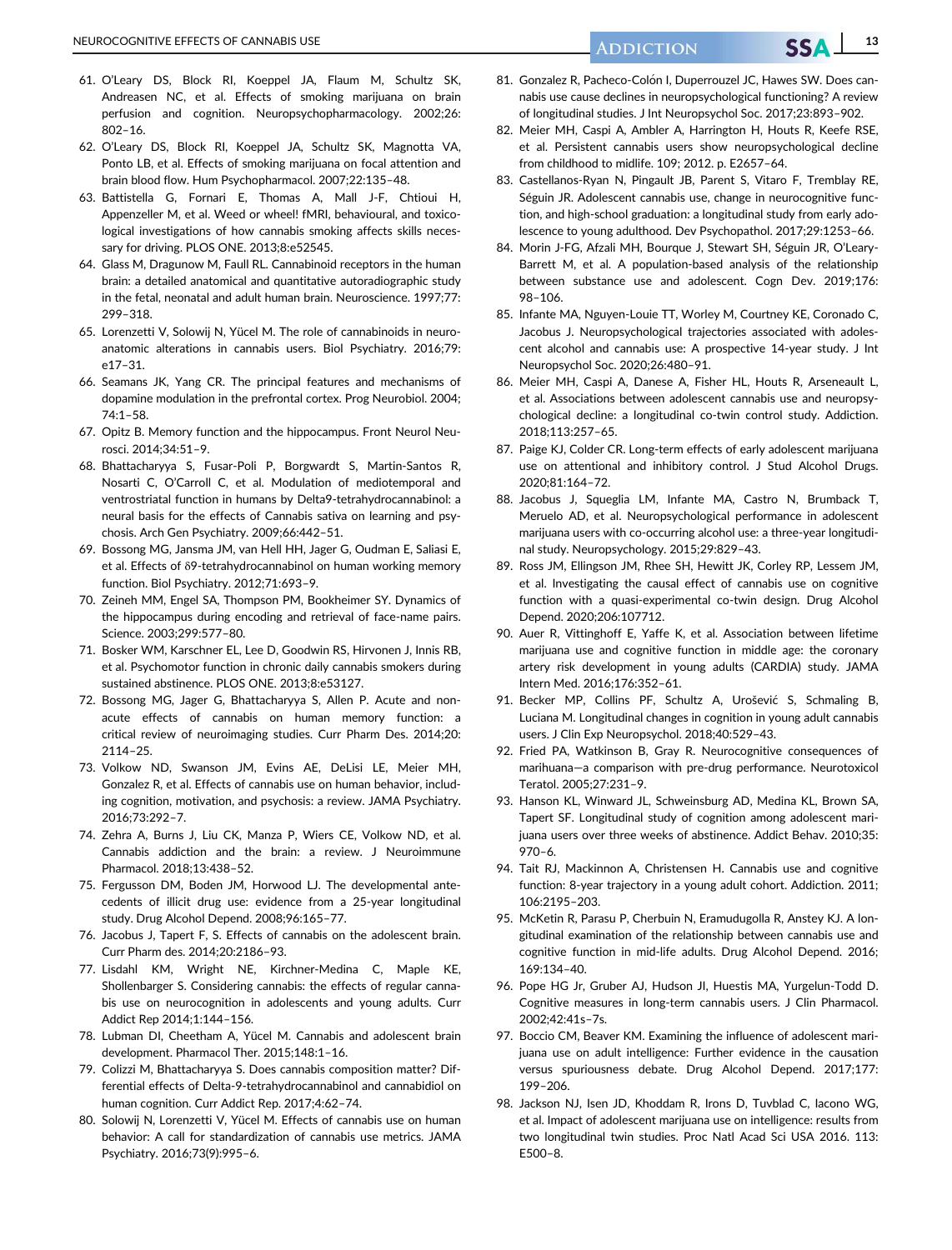61. O'Leary DS, Block RI, Koeppel JA, Flaum M, Schultz SK, Andreasen NC, et al. Effects of smoking marijuana on brain perfusion and cognition. Neuropsychopharmacology. 2002;26: 802–16.
62. O'Leary DS, Block RI, Koeppel JA, Schultz SK, Magnotta VA, Ponto LB, et al. Effects of smoking marijuana on focal attention and brain blood flow. Hum Psychopharmacol. 2007;22:135–48.
63. Battistella G, Fornari E, Thomas A, Mall J-F, Chtioui H, Appenzeller M, et al. Weed or wheel! fMRI, behavioural, and toxicological investigations of how cannabis smoking affects skills necessary for driving. PLOS ONE. 2013;8:e52545.
64. Glass M, Dragunow M, Faull RL. Cannabinoid receptors in the human brain: a detailed anatomical and quantitative autoradiographic study in the fetal, neonatal and adult human brain. Neuroscience. 1997;77: 299–318.
65. Lorenzetti V, Solowij N, Yücel M. The role of cannabinoids in neuroanatomic alterations in cannabis users. Biol Psychiatry. 2016;79: e17–31.
66. Seamans JK, Yang CR. The principal features and mechanisms of dopamine modulation in the prefrontal cortex. Prog Neurobiol. 2004; 74:1–58.
67. Opitz B. Memory function and the hippocampus. Front Neurol Neurosci. 2014;34:51–9.
68. Bhattacharyya S, Fusar-Poli P, Borgwardt S, Martin-Santos R, Nosarti C, O'Carroll C, et al. Modulation of mediotemporal and ventrostriatal function in humans by Delta9-tetrahydrocannabinol: a neural basis for the effects of Cannabis sativa on learning and psychosis. Arch Gen Psychiatry. 2009;66:442–51.
69. Bossong MG, Jansma JM, van Hell HH, Jager G, Oudman E, Saliasi E, et al. Effects of δ9-tetrahydrocannabinol on human working memory function. Biol Psychiatry. 2012;71:693–9.
70. Zeineh MM, Engel SA, Thompson PM, Bookheimer SY. Dynamics of the hippocampus during encoding and retrieval of face-name pairs. Science. 2003;299:577–80.
71. Bosker WM, Karschner EL, Lee D, Goodwin RS, Hirvonen J, Innis RB, et al. Psychomotor function in chronic daily cannabis smokers during sustained abstinence. PLOS ONE. 2013;8:e53127.
72. Bossong MG, Jager G, Bhattacharyya S, Allen P. Acute and non-acute effects of cannabis on human memory function: a critical review of neuroimaging studies. Curr Pharm Des. 2014;20: 2114–25.
73. Volkow ND, Swanson JM, Evins AE, DeLisi LE, Meier MH, Gonzalez R, et al. Effects of cannabis use on human behavior, including cognition, motivation, and psychosis: a review. JAMA Psychiatry. 2016;73:292–7.
74. Zehra A, Burns J, Liu CK, Manza P, Wiers CE, Volkow ND, et al. Cannabis addiction and the brain: a review. J Neuroimmune Pharmacol. 2018;13:438–52.
75. Fergusson DM, Boden JM, Horwood LJ. The developmental antecedents of illicit drug use: evidence from a 25-year longitudinal study. Drug Alcohol Depend. 2008;96:165–77.
76. Jacobus J, Tapert F, S. Effects of cannabis on the adolescent brain. Curr Pharm des. 2014;20:2186–93.
77. Lisdahl KM, Wright NE, Kirchner-Medina C, Maple KE, Shollenbarger S. Considering cannabis: the effects of regular cannabis use on neurocognition in adolescents and young adults. Curr Addict Rep 2014;1:144–156.
78. Lubman DI, Cheetham A, Yücel M. Cannabis and adolescent brain development. Pharmacol Ther. 2015;148:1–16.
79. Colizzi M, Bhattacharyya S. Does cannabis composition matter? Differential effects of Delta-9-tetrahydrocannabinol and cannabidiol on human cognition. Curr Addict Rep. 2017;4:62–74.
80. Solowij N, Lorenzetti V, Yücel M. Effects of cannabis use on human behavior: A call for standardization of cannabis use metrics. JAMA Psychiatry. 2016;73(9):995–6.
81. Gonzalez R, Pacheco-Colón I, Duperrouzel JC, Hawes SW. Does cannabis use cause declines in neuropsychological functioning? A review of longitudinal studies. J Int Neuropsychol Soc. 2017;23:893–902.
82. Meier MH, Caspi A, Ambler A, Harrington H, Houts R, Keefe RSE, et al. Persistent cannabis users show neuropsychological decline from childhood to midlife. 109; 2012. p. E2657–64.
83. Castellanos-Ryan N, Pingault JB, Parent S, Vitaro F, Tremblay RE, Séguin JR. Adolescent cannabis use, change in neurocognitive function, and high-school graduation: a longitudinal study from early adolescence to young adulthood. Dev Psychopathol. 2017;29:1253–66.
84. Morin J-FG, Afzali MH, Bourque J, Stewart SH, Séguin JR, O'Leary-Barrett M, et al. A population-based analysis of the relationship between substance use and adolescent. Cogn Dev. 2019;176: 98–106.
85. Infante MA, Nguyen-Louie TT, Worley M, Courtney KE, Coronado C, Jacobus J. Neuropsychological trajectories associated with adolescent alcohol and cannabis use: A prospective 14-year study. J Int Neuropsychol Soc. 2020;26:480–91.
86. Meier MH, Caspi A, Danese A, Fisher HL, Houts R, Arseneault L, et al. Associations between adolescent cannabis use and neuropsychological decline: a longitudinal co-twin control study. Addiction. 2018;113:257–65.
87. Paige KJ, Colder CR. Long-term effects of early adolescent marijuana use on attentional and inhibitory control. J Stud Alcohol Drugs. 2020;81:164–72.
88. Jacobus J, Squeglia LM, Infante MA, Castro N, Brumback T, Meruelo AD, et al. Neuropsychological performance in adolescent marijuana users with co-occurring alcohol use: a three-year longitudinal study. Neuropsychology. 2015;29:829–43.
89. Ross JM, Ellingson JM, Rhee SH, Hewitt JK, Corley RP, Lessem JM, et al. Investigating the causal effect of cannabis use on cognitive function with a quasi-experimental co-twin design. Drug Alcohol Depend. 2020;206:107712.
90. Auer R, Vittinghoff E, Yaffe K, et al. Association between lifetime marijuana use and cognitive function in middle age: the coronary artery risk development in young adults (CARDIA) study. JAMA Intern Med. 2016;176:352–61.
91. Becker MP, Collins PF, Schultz A, Urošević S, Schmaling B, Luciana M. Longitudinal changes in cognition in young adult cannabis users. J Clin Exp Neuropsychol. 2018;40:529–43.
92. Fried PA, Watkinson B, Gray R. Neurocognitive consequences of marihuana—a comparison with pre-drug performance. Neurotoxicol Teratol. 2005;27:231–9.
93. Hanson KL, Winward JL, Schweinsburg AD, Medina KL, Brown SA, Tapert SF. Longitudinal study of cognition among adolescent marijuana users over three weeks of abstinence. Addict Behav. 2010;35: 970–6.
94. Tait RJ, Mackinnon A, Christensen H. Cannabis use and cognitive function: 8-year trajectory in a young adult cohort. Addiction. 2011; 106:2195–203.
95. McKetin R, Parasu P, Cherbuin N, Eramudugolla R, Anstey KJ. A longitudinal examination of the relationship between cannabis use and cognitive function in mid-life adults. Drug Alcohol Depend. 2016; 169:134–40.
96. Pope HG Jr, Gruber AJ, Hudson JI, Huestis MA, Yurgelun-Todd D. Cognitive measures in long-term cannabis users. J Clin Pharmacol. 2002;42:41s–7s.
97. Boccio CM, Beaver KM. Examining the influence of adolescent marijuana use on adult intelligence: Further evidence in the causation versus spuriousness debate. Drug Alcohol Depend. 2017;177: 199–206.
98. Jackson NJ, Isen JD, Khoddam R, Irons D, Tuvblad C, Iacono WG, et al. Impact of adolescent marijuana use on intelligence: results from two longitudinal twin studies. Proc Natl Acad Sci USA 2016. 113: E500–8.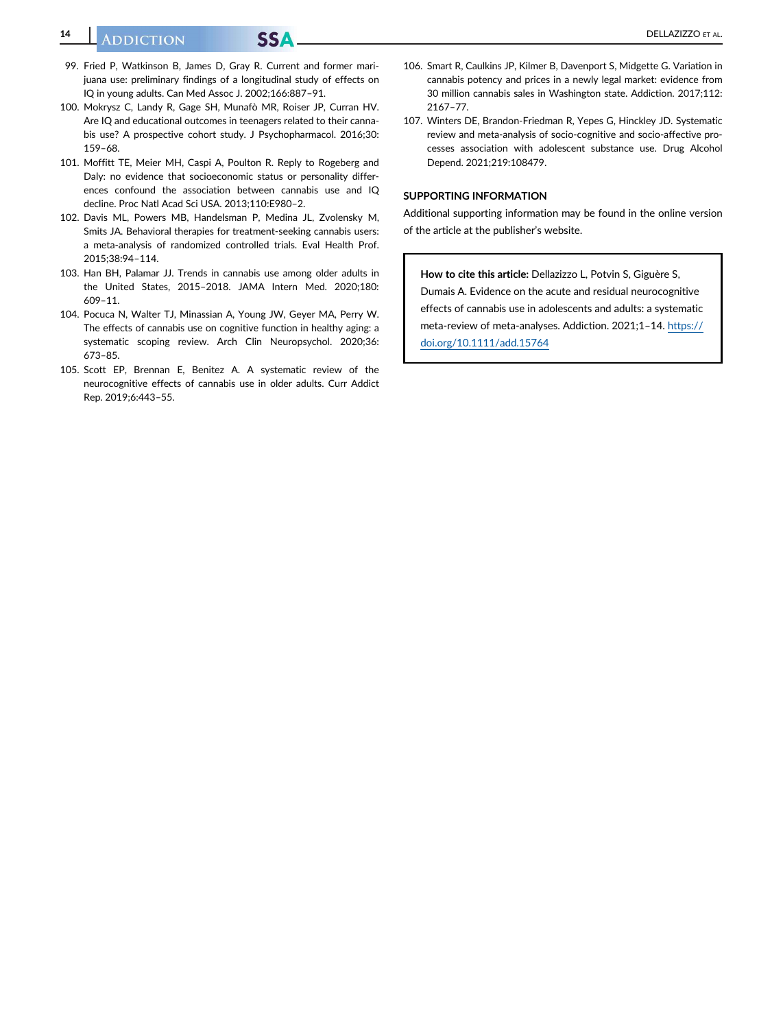99. Fried P, Watkinson B, James D, Gray R. Current and former marijuana use: preliminary findings of a longitudinal study of effects on IQ in young adults. Can Med Assoc J. 2002;166:887–91.
100. Mokrysz C, Landy R, Gage SH, Munafò MR, Roiser JP, Curran HV. Are IQ and educational outcomes in teenagers related to their cannabis use? A prospective cohort study. J Psychopharmacol. 2016;30:159–68.
101. Moffitt TE, Meier MH, Caspi A, Poulton R. Reply to Rogeberg and Daly: no evidence that socioeconomic status or personality differences confound the association between cannabis use and IQ decline. Proc Natl Acad Sci USA. 2013;110:E980–2.
102. Davis ML, Powers MB, Handelsman P, Medina JL, Zvolensky M, Smits JA. Behavioral therapies for treatment-seeking cannabis users: a meta-analysis of randomized controlled trials. Eval Health Prof. 2015;38:94–114.
103. Han BH, Palamar JJ. Trends in cannabis use among older adults in the United States, 2015–2018. JAMA Intern Med. 2020;180:609–11.
104. Pocuca N, Walter TJ, Minassian A, Young JW, Geyer MA, Perry W. The effects of cannabis use on cognitive function in healthy aging: a systematic scoping review. Arch Clin Neuropsychol. 2020;36:673–85.
105. Scott EP, Brennan E, Benitez A. A systematic review of the neurocognitive effects of cannabis use in older adults. Curr Addict Rep. 2019;6:443–55.
106. Smart R, Caulkins JP, Kilmer B, Davenport S, Midgette G. Variation in cannabis potency and prices in a newly legal market: evidence from 30 million cannabis sales in Washington state. Addiction. 2017;112:2167–77.
107. Winters DE, Brandon-Friedman R, Yepes G, Hinckley JD. Systematic review and meta-analysis of socio-cognitive and socio-affective processes association with adolescent substance use. Drug Alcohol Depend. 2021;219:108479.

## SUPPORTING INFORMATION

Additional supporting information may be found in the online version of the article at the publisher's website.

**How to cite this article:** Dellazizzo L, Potvin S, Giguère S, Dumais A. Evidence on the acute and residual neurocognitive effects of cannabis use in adolescents and adults: a systematic meta-review of meta-analyses. Addiction. 2021;1–14. https://doi.org/10.1111/add.15764